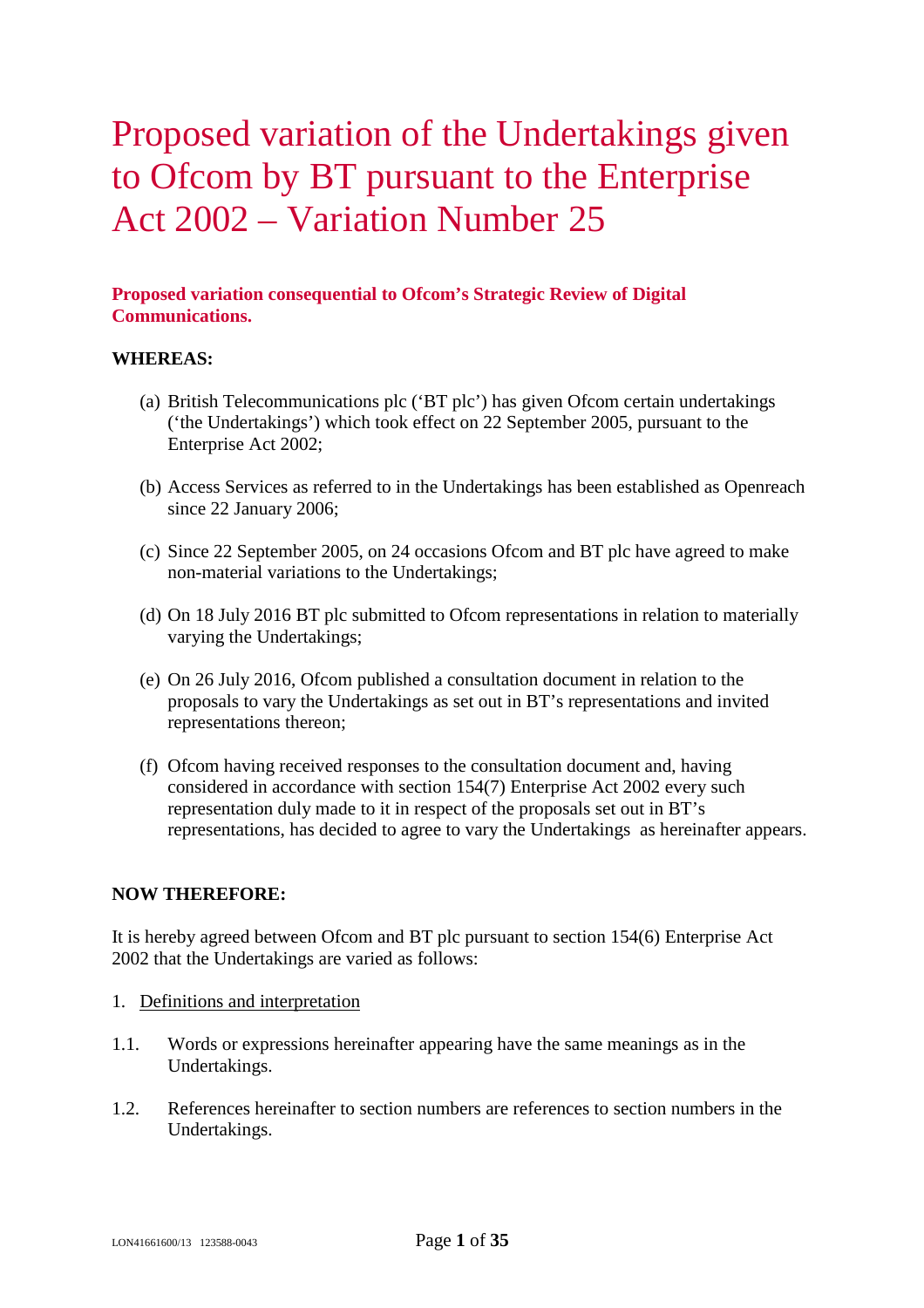# Proposed variation of the Undertakings given to Ofcom by BT pursuant to the Enterprise Act 2002 – Variation Number 25

**Proposed variation consequential to Ofcom's Strategic Review of Digital Communications.**

**WHEREAS:**

(a) British Telecommunications plc ('BT plc') has given Ofcom certain undertakings ('the Undertakings') which took effect on 22 September 2005, pursuant to the Enterprise Act 2002;

(b) Access Services as referred to in the Undertakings has been established as Openreach since 22 January 2006;

(c) Since 22 September 2005, on 24 occasions Ofcom and BT plc have agreed to make non-material variations to the Undertakings;

(d) On 18 July 2016 BT plc submitted to Ofcom representations in relation to materially varying the Undertakings;

(e) On 26 July 2016, Ofcom published a consultation document in relation to the proposals to vary the Undertakings as set out in BT's representations and invited representations thereon;

(f) Ofcom having received responses to the consultation document and, having considered in accordance with section 154(7) Enterprise Act 2002 every such representation duly made to it in respect of the proposals set out in BT's representations, has decided to agree to vary the Undertakings as hereinafter appears.

**NOW THEREFORE:**

It is hereby agreed between Ofcom and BT plc pursuant to section 154(6) Enterprise Act 2002 that the Undertakings are varied as follows:

1. Definitions and interpretation

1.1. Words or expressions hereinafter appearing have the same meanings as in the Undertakings.

1.2. References hereinafter to section numbers are references to section numbers in the Undertakings.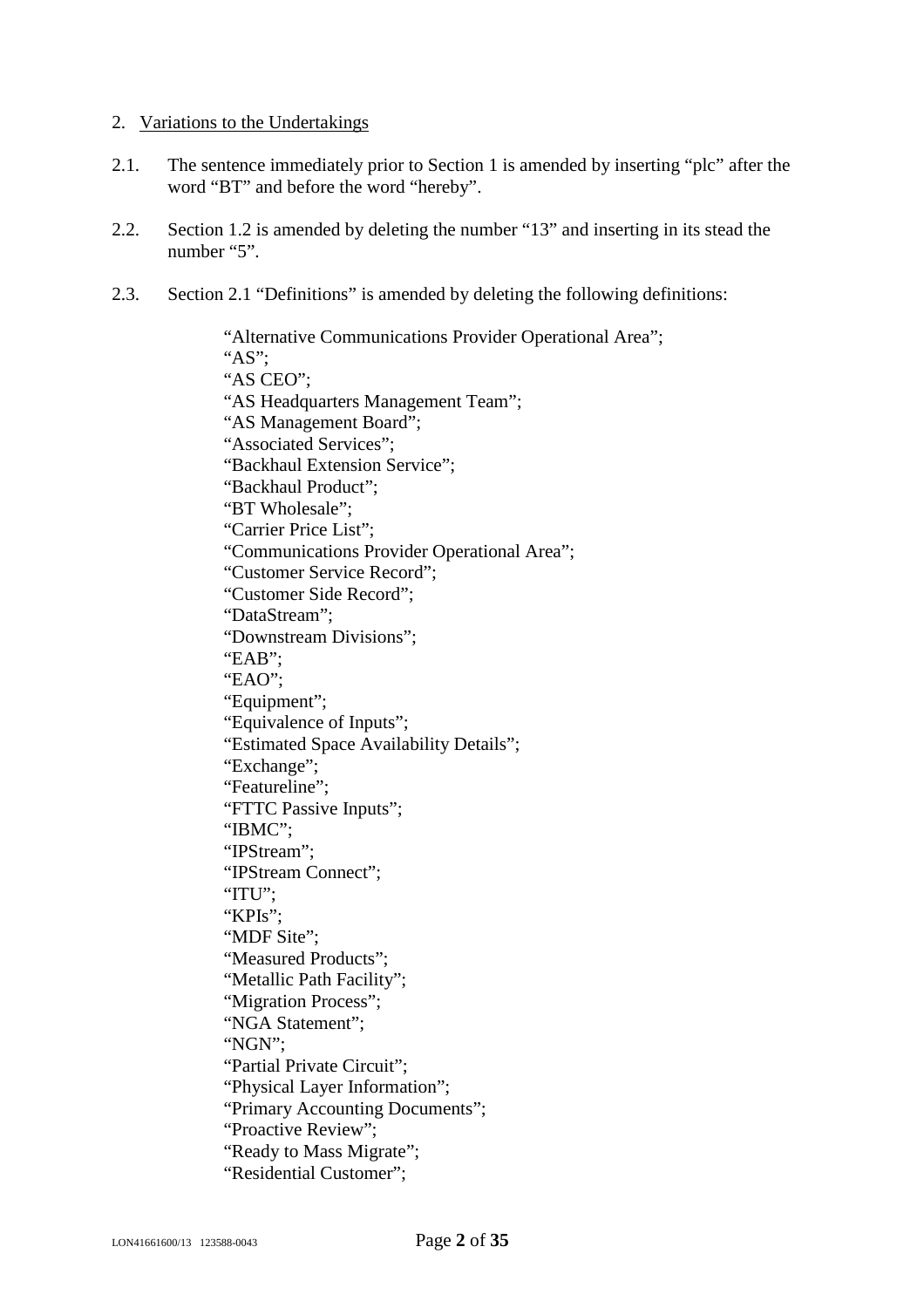2. Variations to the Undertakings

2.1. The sentence immediately prior to Section 1 is amended by inserting “plc” after the word “BT” and before the word “hereby”.

2.2. Section 1.2 is amended by deleting the number “13” and inserting in its stead the number “5”.

2.3. Section 2.1 “Definitions” is amended by deleting the following definitions:

“Alternative Communications Provider Operational Area”;
“AS”;
“AS CEO”;
“AS Headquarters Management Team”;
“AS Management Board”;
“Associated Services”;
“Backhaul Extension Service”;
“Backhaul Product”;
“BT Wholesale”;
“Carrier Price List”;
“Communications Provider Operational Area”;
“Customer Service Record”;
“Customer Side Record”;
“DataStream”;
“Downstream Divisions”;
“EAB”;
“EAO”;
“Equipment”;
“Equivalence of Inputs”;
“Estimated Space Availability Details”;
“Exchange”;
“Featureline”;
“FTTC Passive Inputs”;
“IBMC”;
“IPStream”;
“IPStream Connect”;
“ITU”;
“KPIs”;
“MDF Site”;
“Measured Products”;
“Metallic Path Facility”;
“Migration Process”;
“NGA Statement”;
“NGN”;
“Partial Private Circuit”;
“Physical Layer Information”;
“Primary Accounting Documents”;
“Proactive Review”;
“Ready to Mass Migrate”;
“Residential Customer”;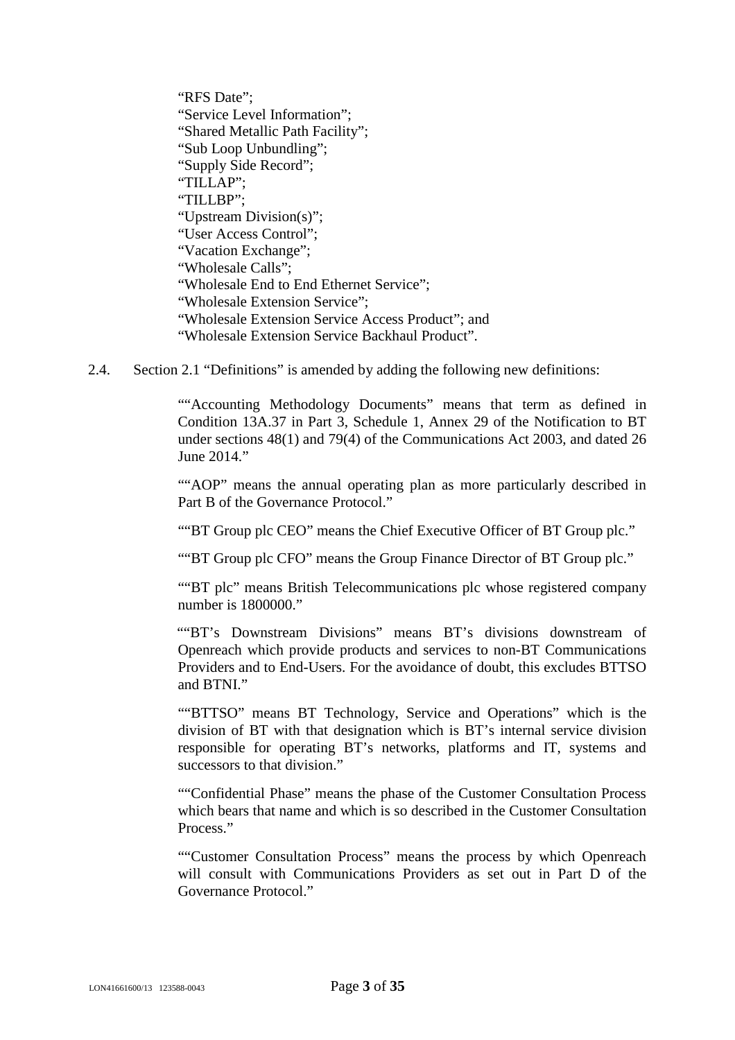"RFS Date";
"Service Level Information";
"Shared Metallic Path Facility";
"Sub Loop Unbundling";
"Supply Side Record";
"TILLAP";
"TILLBP";
"Upstream Division(s)";
"User Access Control";
"Vacation Exchange";
"Wholesale Calls";
"Wholesale End to End Ethernet Service";
"Wholesale Extension Service";
"Wholesale Extension Service Access Product"; and
"Wholesale Extension Service Backhaul Product".

2.4. Section 2.1 "Definitions" is amended by adding the following new definitions:

""Accounting Methodology Documents" means that term as defined in Condition 13A.37 in Part 3, Schedule 1, Annex 29 of the Notification to BT under sections 48(1) and 79(4) of the Communications Act 2003, and dated 26 June 2014."

""AOP" means the annual operating plan as more particularly described in Part B of the Governance Protocol."

""BT Group plc CEO" means the Chief Executive Officer of BT Group plc."

""BT Group plc CFO" means the Group Finance Director of BT Group plc."

""BT plc" means British Telecommunications plc whose registered company number is 1800000."

""BT's Downstream Divisions" means BT's divisions downstream of Openreach which provide products and services to non-BT Communications Providers and to End-Users. For the avoidance of doubt, this excludes BTTSO and BTNI."

""BTTSO" means BT Technology, Service and Operations" which is the division of BT with that designation which is BT's internal service division responsible for operating BT's networks, platforms and IT, systems and successors to that division."

""Confidential Phase" means the phase of the Customer Consultation Process which bears that name and which is so described in the Customer Consultation Process."

""Customer Consultation Process" means the process by which Openreach will consult with Communications Providers as set out in Part D of the Governance Protocol."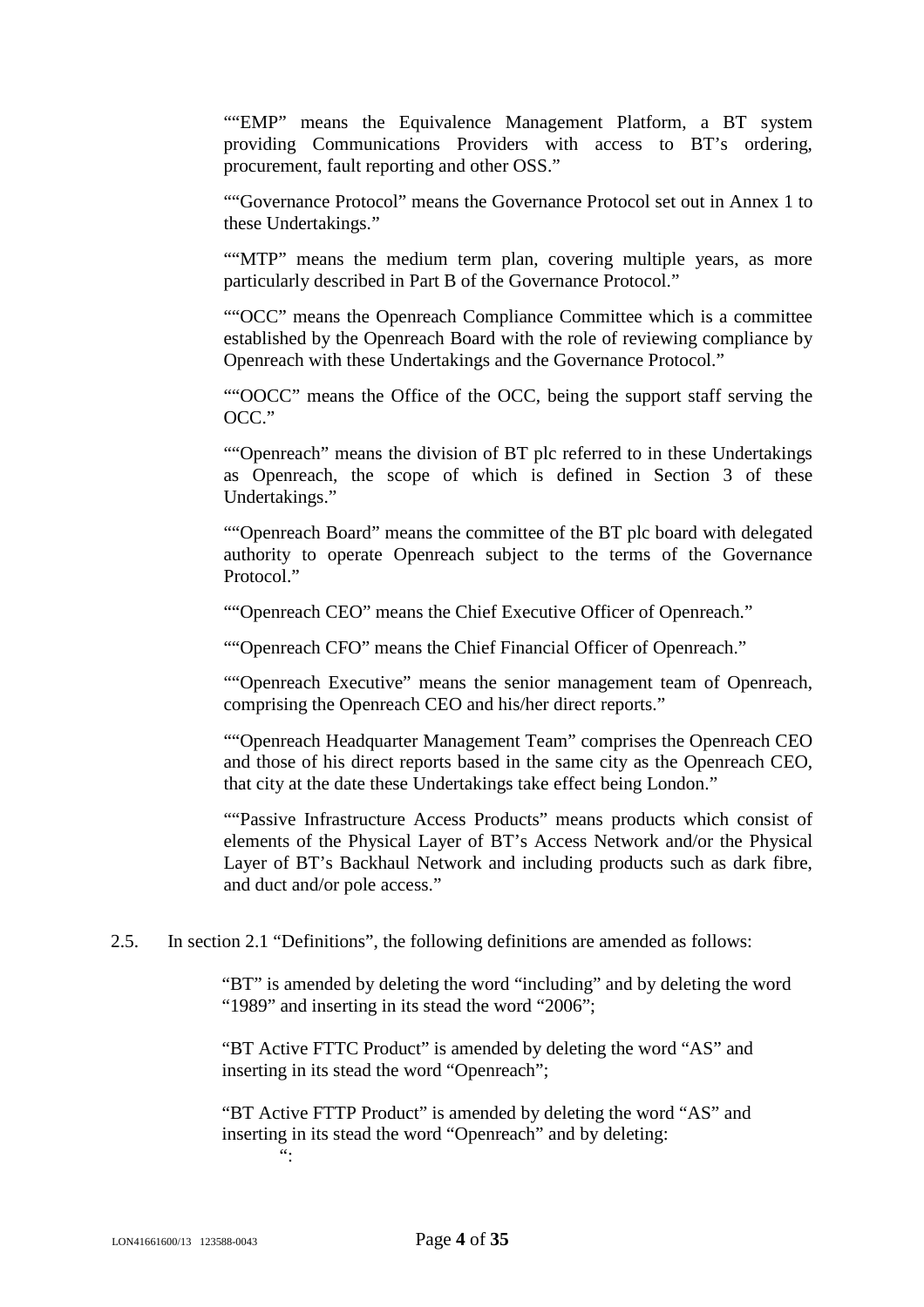""EMP" means the Equivalence Management Platform, a BT system providing Communications Providers with access to BT's ordering, procurement, fault reporting and other OSS."

""Governance Protocol" means the Governance Protocol set out in Annex 1 to these Undertakings."

""MTP" means the medium term plan, covering multiple years, as more particularly described in Part B of the Governance Protocol."

""OCC" means the Openreach Compliance Committee which is a committee established by the Openreach Board with the role of reviewing compliance by Openreach with these Undertakings and the Governance Protocol."

""OOCC" means the Office of the OCC, being the support staff serving the OCC."

""Openreach" means the division of BT plc referred to in these Undertakings as Openreach, the scope of which is defined in Section 3 of these Undertakings."

""Openreach Board" means the committee of the BT plc board with delegated authority to operate Openreach subject to the terms of the Governance Protocol."

""Openreach CEO" means the Chief Executive Officer of Openreach."

""Openreach CFO" means the Chief Financial Officer of Openreach."

""Openreach Executive" means the senior management team of Openreach, comprising the Openreach CEO and his/her direct reports."

""Openreach Headquarter Management Team" comprises the Openreach CEO and those of his direct reports based in the same city as the Openreach CEO, that city at the date these Undertakings take effect being London."

""Passive Infrastructure Access Products" means products which consist of elements of the Physical Layer of BT's Access Network and/or the Physical Layer of BT's Backhaul Network and including products such as dark fibre, and duct and/or pole access."

2.5. In section 2.1 "Definitions", the following definitions are amended as follows:

"BT" is amended by deleting the word "including" and by deleting the word "1989" and inserting in its stead the word "2006";

"BT Active FTTC Product" is amended by deleting the word "AS" and inserting in its stead the word "Openreach";

"BT Active FTTP Product" is amended by deleting the word "AS" and inserting in its stead the word "Openreach" and by deleting:

":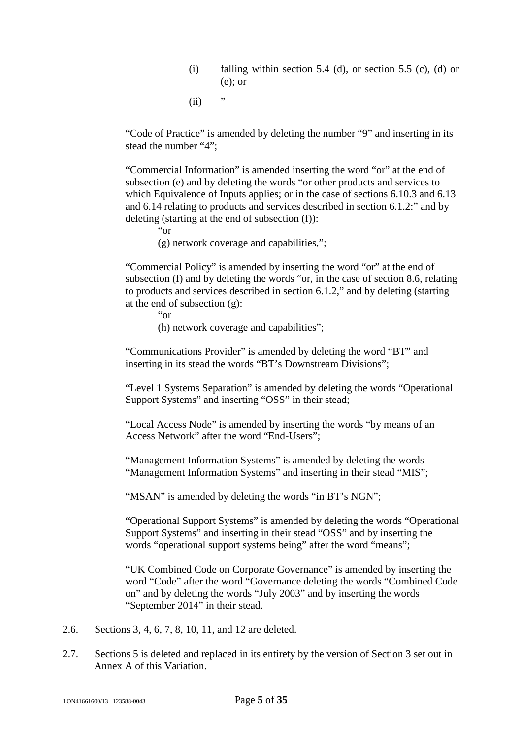(i) falling within section 5.4 (d), or section 5.5 (c), (d) or (e); or

(ii) ”

“Code of Practice” is amended by deleting the number “9” and inserting in its stead the number “4”;

“Commercial Information” is amended inserting the word “or” at the end of subsection (e) and by deleting the words “or other products and services to which Equivalence of Inputs applies; or in the case of sections 6.10.3 and 6.13 and 6.14 relating to products and services described in section 6.1.2:” and by deleting (starting at the end of subsection (f)):

“or

(g) network coverage and capabilities,”;

“Commercial Policy” is amended by inserting the word “or” at the end of subsection (f) and by deleting the words “or, in the case of section 8.6, relating to products and services described in section 6.1.2,” and by deleting (starting at the end of subsection (g):

“or

(h) network coverage and capabilities”;

“Communications Provider” is amended by deleting the word “BT” and inserting in its stead the words “BT’s Downstream Divisions”;

“Level 1 Systems Separation” is amended by deleting the words “Operational Support Systems” and inserting “OSS” in their stead;

“Local Access Node” is amended by inserting the words “by means of an Access Network” after the word “End-Users”;

“Management Information Systems” is amended by deleting the words “Management Information Systems” and inserting in their stead “MIS”;

“MSAN” is amended by deleting the words “in BT’s NGN”;

“Operational Support Systems” is amended by deleting the words “Operational Support Systems” and inserting in their stead “OSS” and by inserting the words “operational support systems being” after the word “means”;

“UK Combined Code on Corporate Governance” is amended by inserting the word “Code” after the word “Governance deleting the words “Combined Code on” and by deleting the words “July 2003” and by inserting the words “September 2014” in their stead.

2.6. Sections 3, 4, 6, 7, 8, 10, 11, and 12 are deleted.

2.7. Sections 5 is deleted and replaced in its entirety by the version of Section 3 set out in Annex A of this Variation.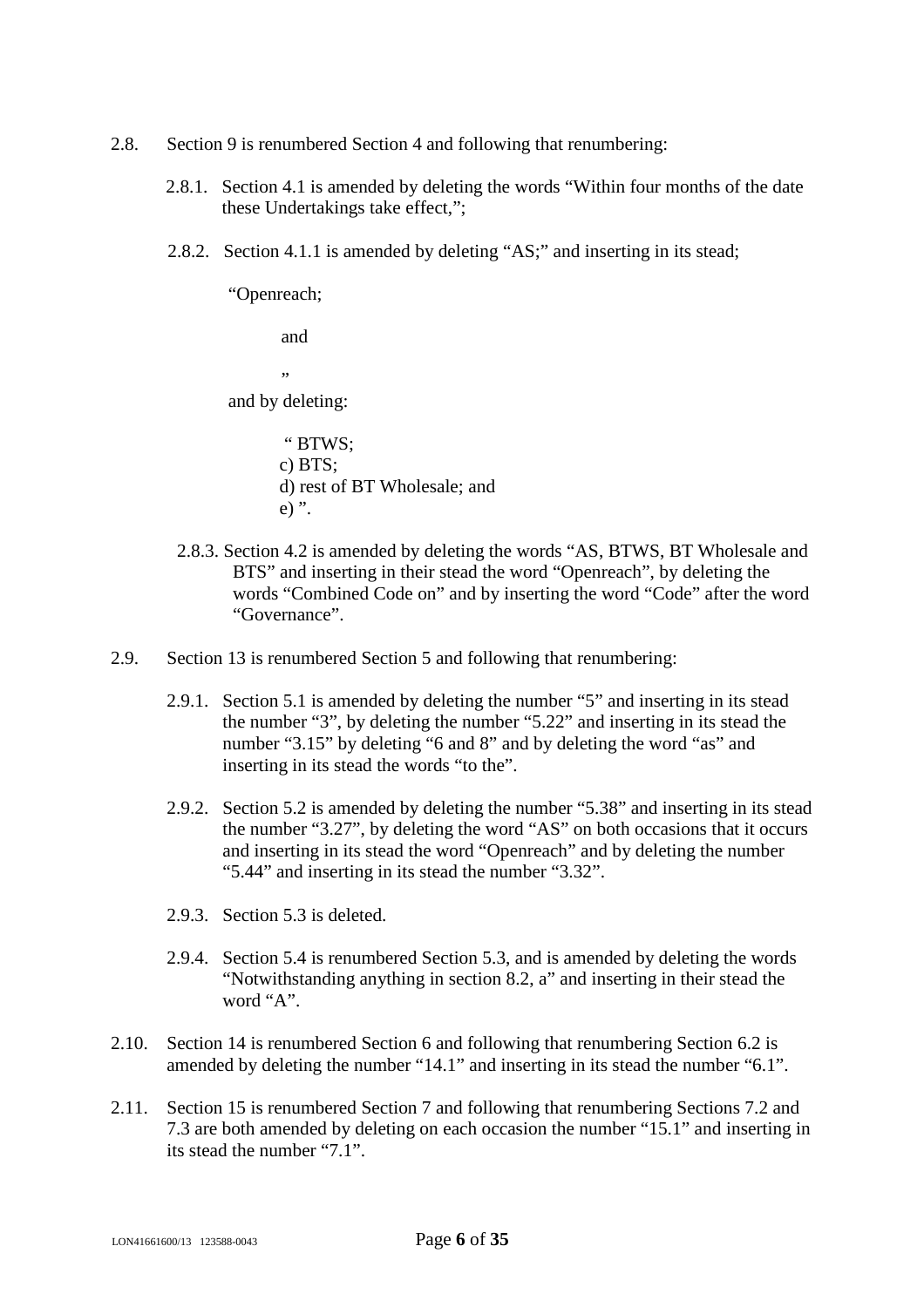2.8. Section 9 is renumbered Section 4 and following that renumbering:

2.8.1. Section 4.1 is amended by deleting the words “Within four months of the date these Undertakings take effect,”;

2.8.2. Section 4.1.1 is amended by deleting “AS;” and inserting in its stead;

“Openreach;

and

”

and by deleting:

“ BTWS;
c) BTS;
d) rest of BT Wholesale; and
e) ”.

2.8.3. Section 4.2 is amended by deleting the words “AS, BTWS, BT Wholesale and BTS” and inserting in their stead the word “Openreach”, by deleting the words “Combined Code on” and by inserting the word “Code” after the word “Governance”.

2.9. Section 13 is renumbered Section 5 and following that renumbering:

2.9.1. Section 5.1 is amended by deleting the number “5” and inserting in its stead the number “3”, by deleting the number “5.22” and inserting in its stead the number “3.15” by deleting “6 and 8” and by deleting the word “as” and inserting in its stead the words “to the”.

2.9.2. Section 5.2 is amended by deleting the number “5.38” and inserting in its stead the number “3.27”, by deleting the word “AS” on both occasions that it occurs and inserting in its stead the word “Openreach” and by deleting the number “5.44” and inserting in its stead the number “3.32”.

2.9.3. Section 5.3 is deleted.

2.9.4. Section 5.4 is renumbered Section 5.3, and is amended by deleting the words “Notwithstanding anything in section 8.2, a” and inserting in their stead the word “A”.

2.10. Section 14 is renumbered Section 6 and following that renumbering Section 6.2 is amended by deleting the number “14.1” and inserting in its stead the number “6.1”.

2.11. Section 15 is renumbered Section 7 and following that renumbering Sections 7.2 and 7.3 are both amended by deleting on each occasion the number “15.1” and inserting in its stead the number “7.1”.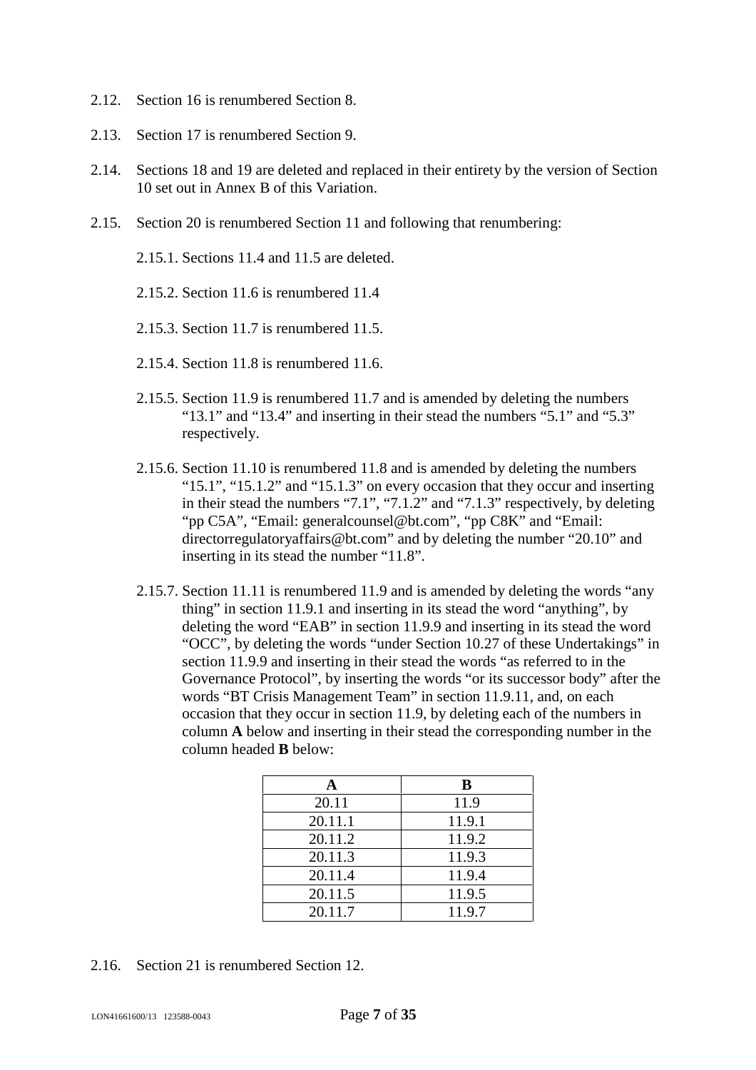2.12. Section 16 is renumbered Section 8.

2.13. Section 17 is renumbered Section 9.

2.14. Sections 18 and 19 are deleted and replaced in their entirety by the version of Section 10 set out in Annex B of this Variation.

2.15. Section 20 is renumbered Section 11 and following that renumbering:

2.15.1. Sections 11.4 and 11.5 are deleted.

2.15.2. Section 11.6 is renumbered 11.4

2.15.3. Section 11.7 is renumbered 11.5.

2.15.4. Section 11.8 is renumbered 11.6.

2.15.5. Section 11.9 is renumbered 11.7 and is amended by deleting the numbers “13.1” and “13.4” and inserting in their stead the numbers “5.1” and “5.3” respectively.

2.15.6. Section 11.10 is renumbered 11.8 and is amended by deleting the numbers “15.1”, “15.1.2” and “15.1.3” on every occasion that they occur and inserting in their stead the numbers “7.1”, “7.1.2” and “7.1.3” respectively, by deleting “pp C5A”, “Email: generalcounsel@bt.com”, “pp C8K” and “Email: directorregulatoryaffairs@bt.com” and by deleting the number “20.10” and inserting in its stead the number “11.8”.

2.15.7. Section 11.11 is renumbered 11.9 and is amended by deleting the words “any thing” in section 11.9.1 and inserting in its stead the word “anything”, by deleting the word “EAB” in section 11.9.9 and inserting in its stead the word “OCC”, by deleting the words “under Section 10.27 of these Undertakings” in section 11.9.9 and inserting in their stead the words “as referred to in the Governance Protocol”, by inserting the words “or its successor body” after the words “BT Crisis Management Team” in section 11.9.11, and, on each occasion that they occur in section 11.9, by deleting each of the numbers in column **A** below and inserting in their stead the corresponding number in the column headed **B** below:

| A | B |
|---|---|
| 20.11 | 11.9 |
| 20.11.1 | 11.9.1 |
| 20.11.2 | 11.9.2 |
| 20.11.3 | 11.9.3 |
| 20.11.4 | 11.9.4 |
| 20.11.5 | 11.9.5 |
| 20.11.7 | 11.9.7 |

2.16. Section 21 is renumbered Section 12.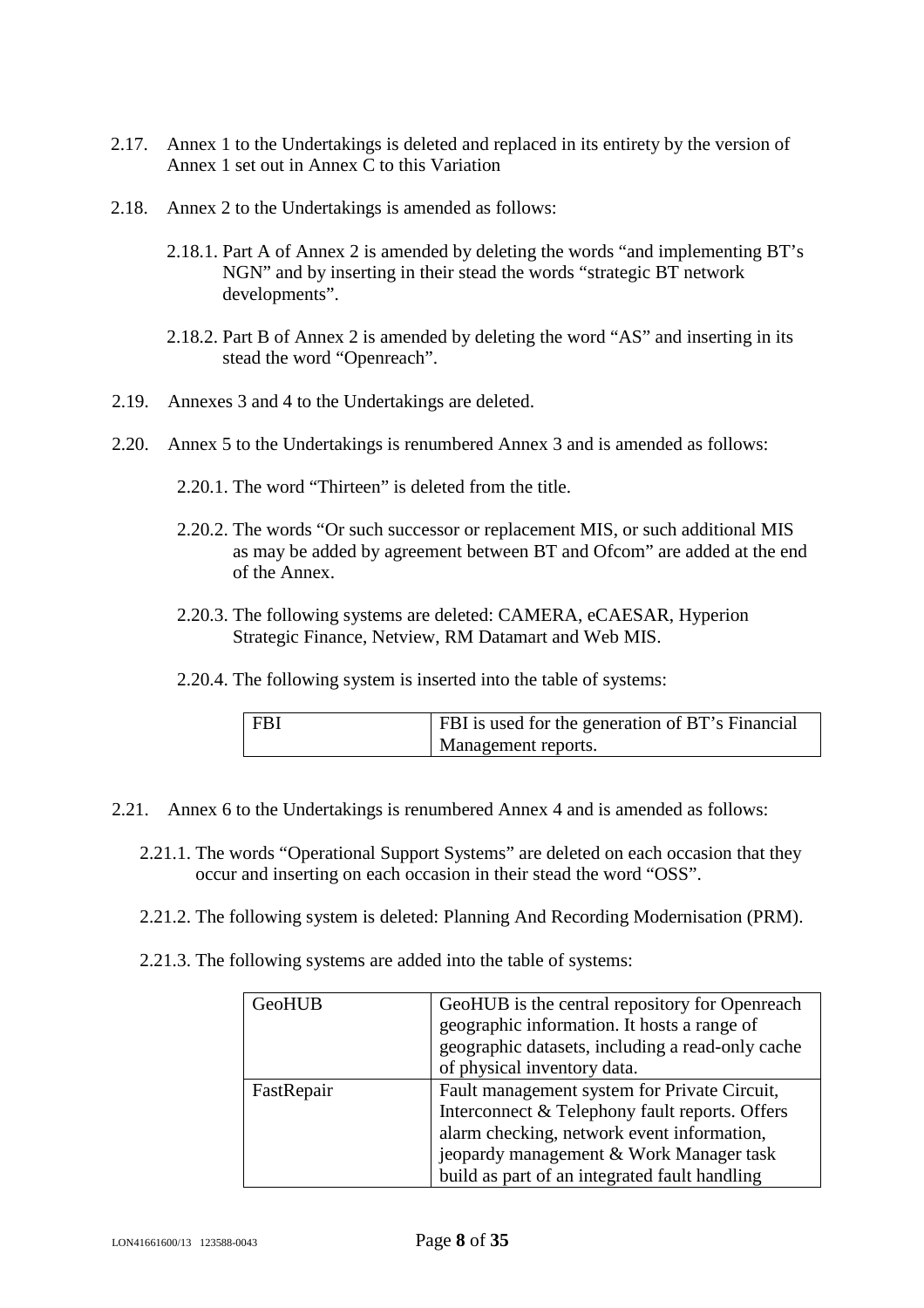2.17. Annex 1 to the Undertakings is deleted and replaced in its entirety by the version of Annex 1 set out in Annex C to this Variation

2.18. Annex 2 to the Undertakings is amended as follows:

2.18.1. Part A of Annex 2 is amended by deleting the words "and implementing BT's NGN" and by inserting in their stead the words "strategic BT network developments".

2.18.2. Part B of Annex 2 is amended by deleting the word "AS" and inserting in its stead the word "Openreach".

2.19. Annexes 3 and 4 to the Undertakings are deleted.

2.20. Annex 5 to the Undertakings is renumbered Annex 3 and is amended as follows:

2.20.1. The word "Thirteen" is deleted from the title.

2.20.2. The words "Or such successor or replacement MIS, or such additional MIS as may be added by agreement between BT and Ofcom" are added at the end of the Annex.

2.20.3. The following systems are deleted: CAMERA, eCAESAR, Hyperion Strategic Finance, Netview, RM Datamart and Web MIS.

2.20.4. The following system is inserted into the table of systems:

| | |
|---|---|
| FBI | FBI is used for the generation of BT's Financial Management reports. |

2.21. Annex 6 to the Undertakings is renumbered Annex 4 and is amended as follows:

2.21.1. The words "Operational Support Systems" are deleted on each occasion that they occur and inserting on each occasion in their stead the word "OSS".

2.21.2. The following system is deleted: Planning And Recording Modernisation (PRM).

2.21.3. The following systems are added into the table of systems:

| | |
|---|---|
| GeoHUB | GeoHUB is the central repository for Openreach geographic information. It hosts a range of geographic datasets, including a read-only cache of physical inventory data. |
| FastRepair | Fault management system for Private Circuit, Interconnect & Telephony fault reports. Offers alarm checking, network event information, jeopardy management & Work Manager task build as part of an integrated fault handling |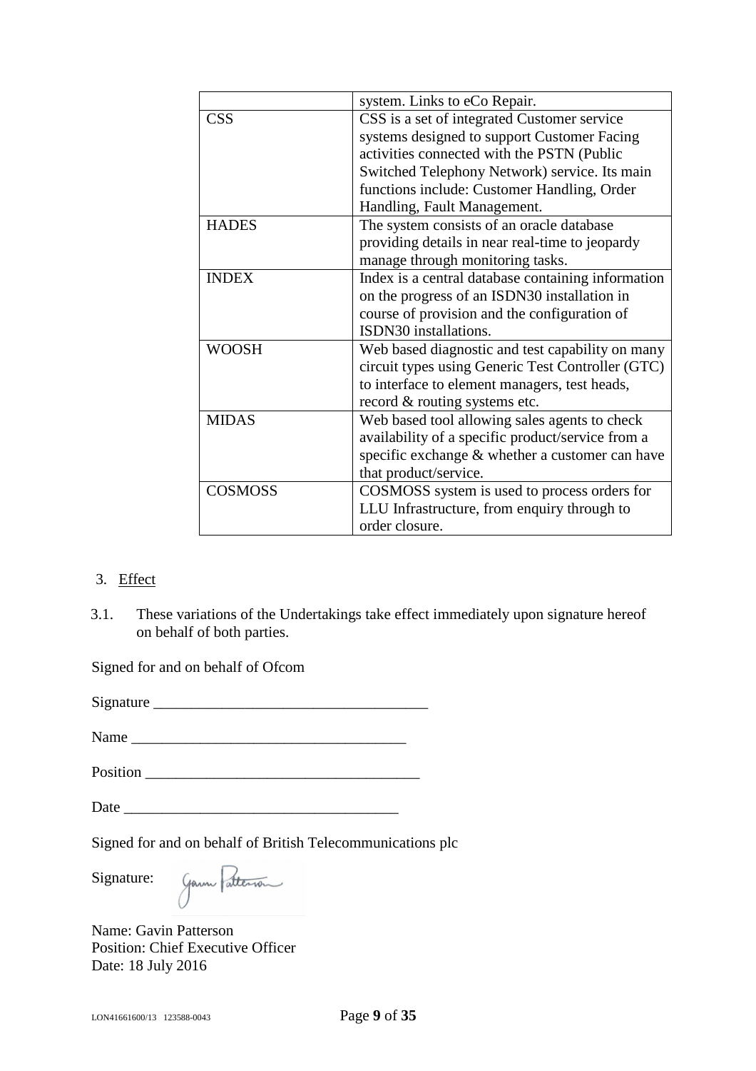| | |
|---|---|
| | system. Links to eCo Repair. |
| CSS | CSS is a set of integrated Customer service systems designed to support Customer Facing activities connected with the PSTN (Public Switched Telephony Network) service. Its main functions include: Customer Handling, Order Handling, Fault Management. |
| HADES | The system consists of an oracle database providing details in near real-time to jeopardy manage through monitoring tasks. |
| INDEX | Index is a central database containing information on the progress of an ISDN30 installation in course of provision and the configuration of ISDN30 installations. |
| WOOSH | Web based diagnostic and test capability on many circuit types using Generic Test Controller (GTC) to interface to element managers, test heads, record & routing systems etc. |
| MIDAS | Web based tool allowing sales agents to check availability of a specific product/service from a specific exchange & whether a customer can have that product/service. |
| COSMOSS | COSMOSS system is used to process orders for LLU Infrastructure, from enquiry through to order closure. |

3. Effect

3.1. These variations of the Undertakings take effect immediately upon signature hereof on behalf of both parties.

Signed for and on behalf of Ofcom

Signature ____________________________________

Name ____________________________________

Position ____________________________________

Date ____________________________________

Signed for and on behalf of British Telecommunications plc

Signature: Gavin Patterson

Name: Gavin Patterson
Position: Chief Executive Officer
Date: 18 July 2016

LON41661600/13 123588-0043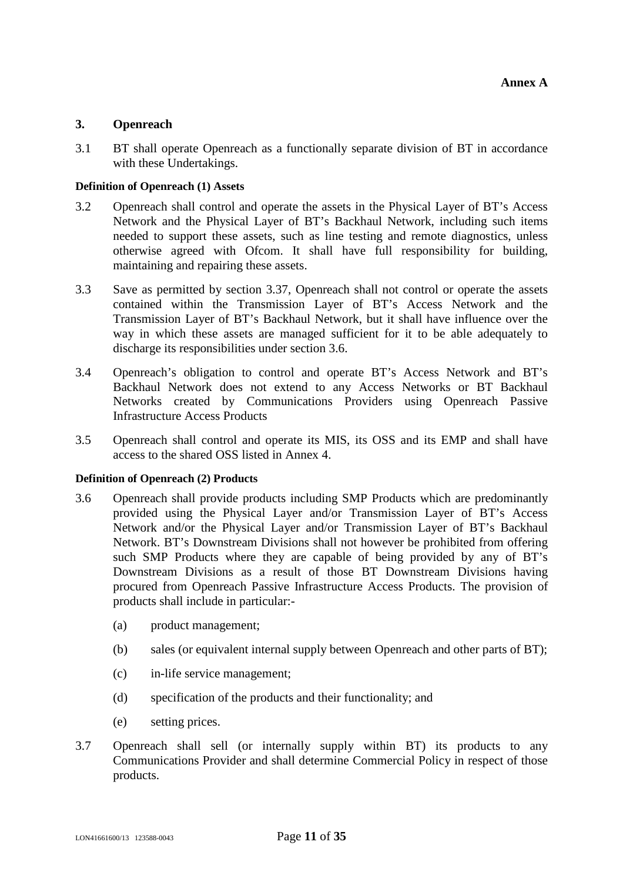**Annex A**

## 3. Openreach

3.1 BT shall operate Openreach as a functionally separate division of BT in accordance with these Undertakings.

**Definition of Openreach (1) Assets**

3.2 Openreach shall control and operate the assets in the Physical Layer of BT's Access Network and the Physical Layer of BT's Backhaul Network, including such items needed to support these assets, such as line testing and remote diagnostics, unless otherwise agreed with Ofcom. It shall have full responsibility for building, maintaining and repairing these assets.

3.3 Save as permitted by section 3.37, Openreach shall not control or operate the assets contained within the Transmission Layer of BT's Access Network and the Transmission Layer of BT's Backhaul Network, but it shall have influence over the way in which these assets are managed sufficient for it to be able adequately to discharge its responsibilities under section 3.6.

3.4 Openreach's obligation to control and operate BT's Access Network and BT's Backhaul Network does not extend to any Access Networks or BT Backhaul Networks created by Communications Providers using Openreach Passive Infrastructure Access Products

3.5 Openreach shall control and operate its MIS, its OSS and its EMP and shall have access to the shared OSS listed in Annex 4.

**Definition of Openreach (2) Products**

3.6 Openreach shall provide products including SMP Products which are predominantly provided using the Physical Layer and/or Transmission Layer of BT's Access Network and/or the Physical Layer and/or Transmission Layer of BT's Backhaul Network. BT's Downstream Divisions shall not however be prohibited from offering such SMP Products where they are capable of being provided by any of BT's Downstream Divisions as a result of those BT Downstream Divisions having procured from Openreach Passive Infrastructure Access Products. The provision of products shall include in particular:-

(a) product management;

(b) sales (or equivalent internal supply between Openreach and other parts of BT);

(c) in-life service management;

(d) specification of the products and their functionality; and

(e) setting prices.

3.7 Openreach shall sell (or internally supply within BT) its products to any Communications Provider and shall determine Commercial Policy in respect of those products.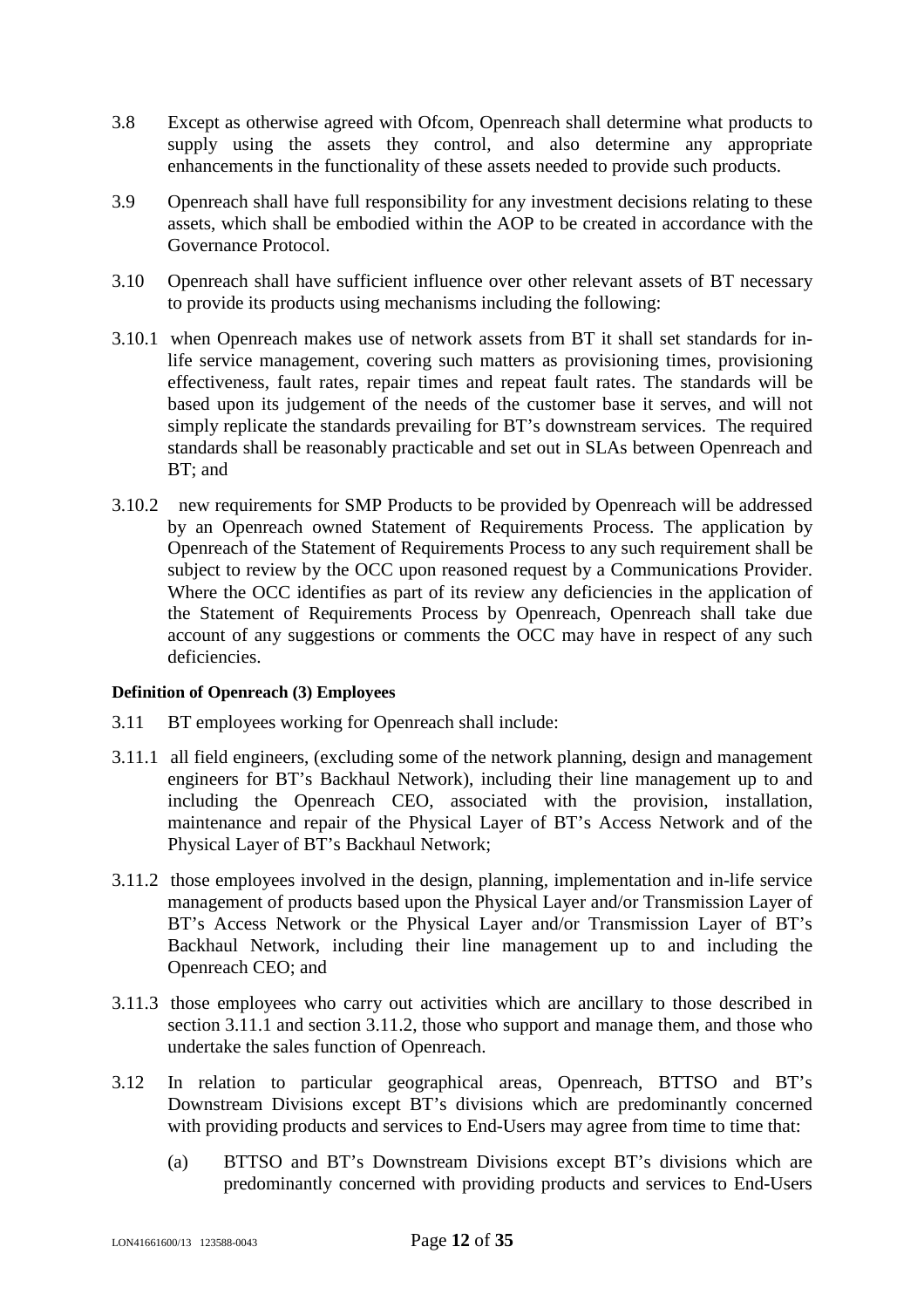3.8 Except as otherwise agreed with Ofcom, Openreach shall determine what products to supply using the assets they control, and also determine any appropriate enhancements in the functionality of these assets needed to provide such products.

3.9 Openreach shall have full responsibility for any investment decisions relating to these assets, which shall be embodied within the AOP to be created in accordance with the Governance Protocol.

3.10 Openreach shall have sufficient influence over other relevant assets of BT necessary to provide its products using mechanisms including the following:

3.10.1 when Openreach makes use of network assets from BT it shall set standards for in-life service management, covering such matters as provisioning times, provisioning effectiveness, fault rates, repair times and repeat fault rates. The standards will be based upon its judgement of the needs of the customer base it serves, and will not simply replicate the standards prevailing for BT's downstream services. The required standards shall be reasonably practicable and set out in SLAs between Openreach and BT; and

3.10.2 new requirements for SMP Products to be provided by Openreach will be addressed by an Openreach owned Statement of Requirements Process. The application by Openreach of the Statement of Requirements Process to any such requirement shall be subject to review by the OCC upon reasoned request by a Communications Provider. Where the OCC identifies as part of its review any deficiencies in the application of the Statement of Requirements Process by Openreach, Openreach shall take due account of any suggestions or comments the OCC may have in respect of any such deficiencies.

**Definition of Openreach (3) Employees**

3.11 BT employees working for Openreach shall include:

3.11.1 all field engineers, (excluding some of the network planning, design and management engineers for BT's Backhaul Network), including their line management up to and including the Openreach CEO, associated with the provision, installation, maintenance and repair of the Physical Layer of BT's Access Network and of the Physical Layer of BT's Backhaul Network;

3.11.2 those employees involved in the design, planning, implementation and in-life service management of products based upon the Physical Layer and/or Transmission Layer of BT's Access Network or the Physical Layer and/or Transmission Layer of BT's Backhaul Network, including their line management up to and including the Openreach CEO; and

3.11.3 those employees who carry out activities which are ancillary to those described in section 3.11.1 and section 3.11.2, those who support and manage them, and those who undertake the sales function of Openreach.

3.12 In relation to particular geographical areas, Openreach, BTTSO and BT's Downstream Divisions except BT's divisions which are predominantly concerned with providing products and services to End-Users may agree from time to time that:

(a) BTTSO and BT's Downstream Divisions except BT's divisions which are predominantly concerned with providing products and services to End-Users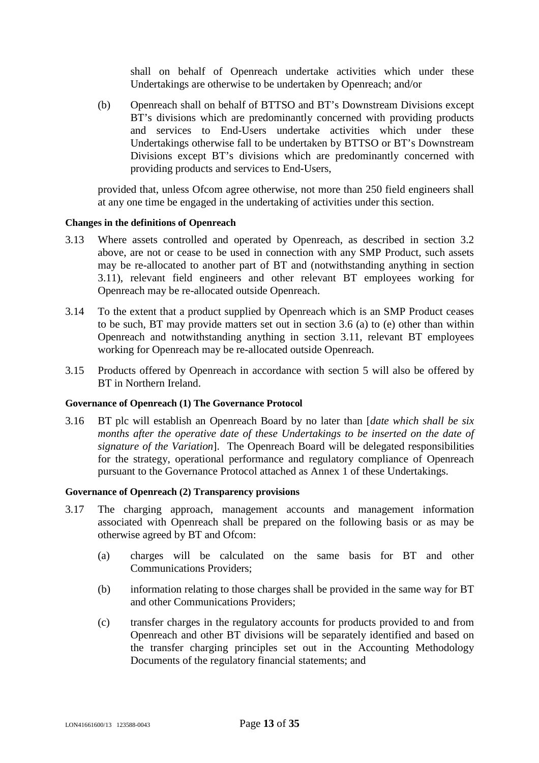shall on behalf of Openreach undertake activities which under these Undertakings are otherwise to be undertaken by Openreach; and/or

(b) Openreach shall on behalf of BTTSO and BT's Downstream Divisions except BT's divisions which are predominantly concerned with providing products and services to End-Users undertake activities which under these Undertakings otherwise fall to be undertaken by BTTSO or BT's Downstream Divisions except BT's divisions which are predominantly concerned with providing products and services to End-Users,

provided that, unless Ofcom agree otherwise, not more than 250 field engineers shall at any one time be engaged in the undertaking of activities under this section.

**Changes in the definitions of Openreach**

3.13 Where assets controlled and operated by Openreach, as described in section 3.2 above, are not or cease to be used in connection with any SMP Product, such assets may be re-allocated to another part of BT and (notwithstanding anything in section 3.11), relevant field engineers and other relevant BT employees working for Openreach may be re-allocated outside Openreach.

3.14 To the extent that a product supplied by Openreach which is an SMP Product ceases to be such, BT may provide matters set out in section 3.6 (a) to (e) other than within Openreach and notwithstanding anything in section 3.11, relevant BT employees working for Openreach may be re-allocated outside Openreach.

3.15 Products offered by Openreach in accordance with section 5 will also be offered by BT in Northern Ireland.

**Governance of Openreach (1) The Governance Protocol**

3.16 BT plc will establish an Openreach Board by no later than [*date which shall be six months after the operative date of these Undertakings to be inserted on the date of signature of the Variation*]. The Openreach Board will be delegated responsibilities for the strategy, operational performance and regulatory compliance of Openreach pursuant to the Governance Protocol attached as Annex 1 of these Undertakings.

**Governance of Openreach (2) Transparency provisions**

3.17 The charging approach, management accounts and management information associated with Openreach shall be prepared on the following basis or as may be otherwise agreed by BT and Ofcom:

(a) charges will be calculated on the same basis for BT and other Communications Providers;

(b) information relating to those charges shall be provided in the same way for BT and other Communications Providers;

(c) transfer charges in the regulatory accounts for products provided to and from Openreach and other BT divisions will be separately identified and based on the transfer charging principles set out in the Accounting Methodology Documents of the regulatory financial statements; and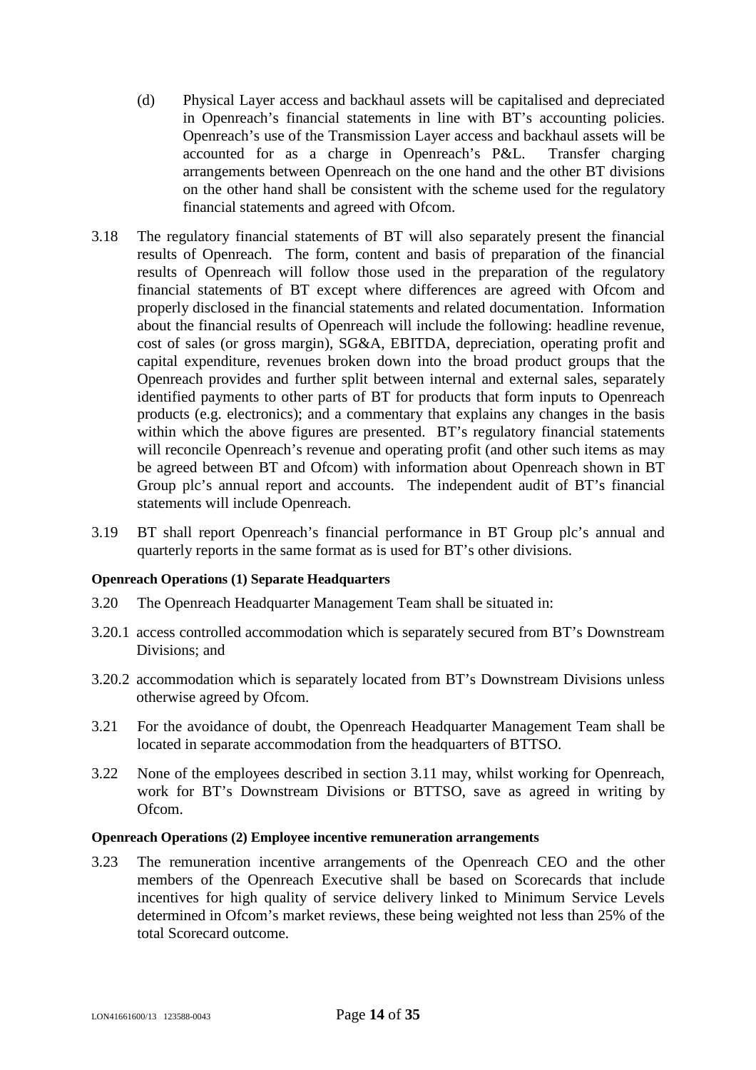(d) Physical Layer access and backhaul assets will be capitalised and depreciated in Openreach's financial statements in line with BT's accounting policies. Openreach's use of the Transmission Layer access and backhaul assets will be accounted for as a charge in Openreach's P&L. Transfer charging arrangements between Openreach on the one hand and the other BT divisions on the other hand shall be consistent with the scheme used for the regulatory financial statements and agreed with Ofcom.

3.18 The regulatory financial statements of BT will also separately present the financial results of Openreach. The form, content and basis of preparation of the financial results of Openreach will follow those used in the preparation of the regulatory financial statements of BT except where differences are agreed with Ofcom and properly disclosed in the financial statements and related documentation. Information about the financial results of Openreach will include the following: headline revenue, cost of sales (or gross margin), SG&A, EBITDA, depreciation, operating profit and capital expenditure, revenues broken down into the broad product groups that the Openreach provides and further split between internal and external sales, separately identified payments to other parts of BT for products that form inputs to Openreach products (e.g. electronics); and a commentary that explains any changes in the basis within which the above figures are presented. BT's regulatory financial statements will reconcile Openreach's revenue and operating profit (and other such items as may be agreed between BT and Ofcom) with information about Openreach shown in BT Group plc's annual report and accounts. The independent audit of BT's financial statements will include Openreach.

3.19 BT shall report Openreach's financial performance in BT Group plc's annual and quarterly reports in the same format as is used for BT's other divisions.

**Openreach Operations (1) Separate Headquarters**

3.20 The Openreach Headquarter Management Team shall be situated in:

3.20.1 access controlled accommodation which is separately secured from BT's Downstream Divisions; and

3.20.2 accommodation which is separately located from BT's Downstream Divisions unless otherwise agreed by Ofcom.

3.21 For the avoidance of doubt, the Openreach Headquarter Management Team shall be located in separate accommodation from the headquarters of BTTSO.

3.22 None of the employees described in section 3.11 may, whilst working for Openreach, work for BT's Downstream Divisions or BTTSO, save as agreed in writing by Ofcom.

**Openreach Operations (2) Employee incentive remuneration arrangements**

3.23 The remuneration incentive arrangements of the Openreach CEO and the other members of the Openreach Executive shall be based on Scorecards that include incentives for high quality of service delivery linked to Minimum Service Levels determined in Ofcom's market reviews, these being weighted not less than 25% of the total Scorecard outcome.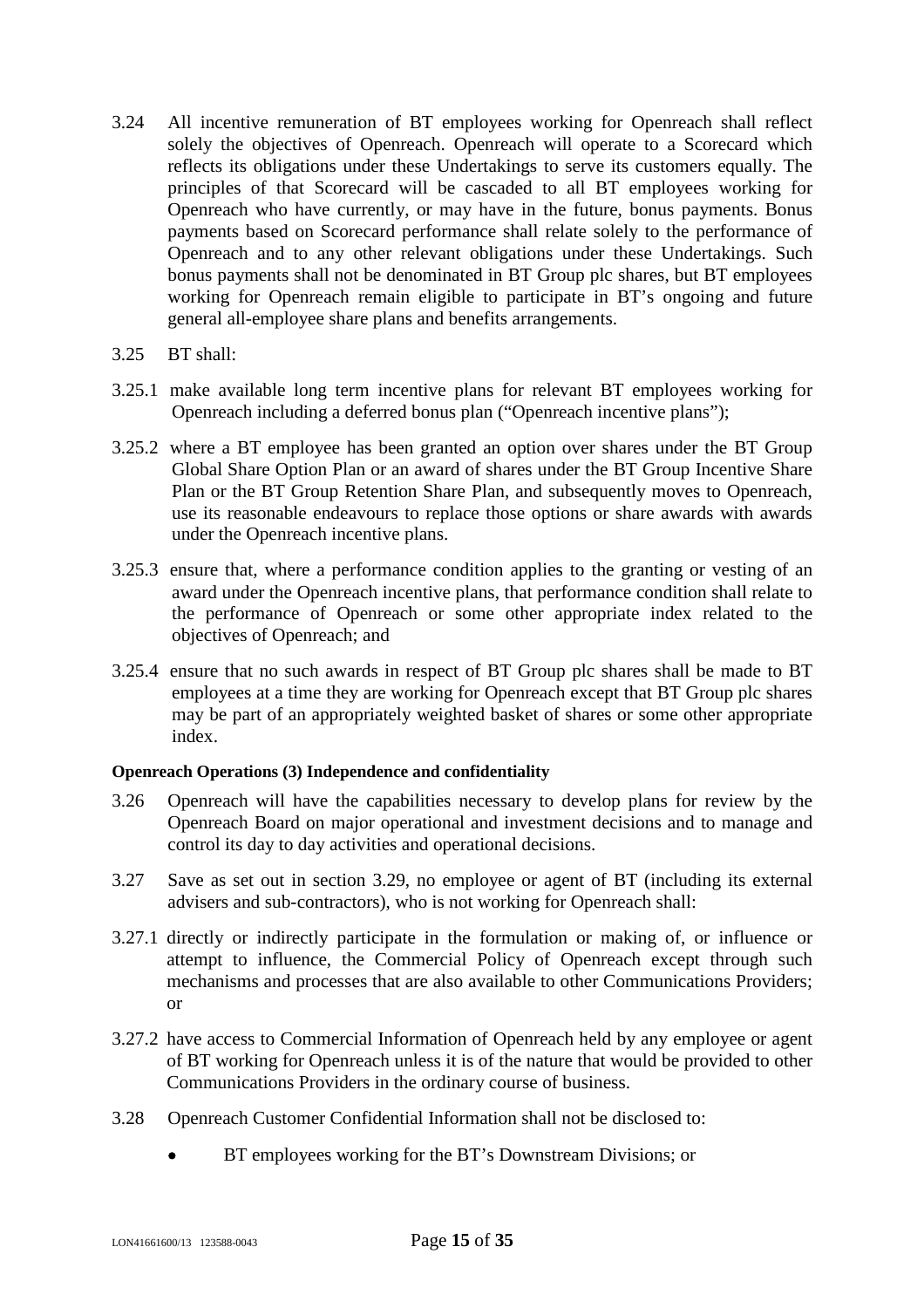3.24 All incentive remuneration of BT employees working for Openreach shall reflect solely the objectives of Openreach. Openreach will operate to a Scorecard which reflects its obligations under these Undertakings to serve its customers equally. The principles of that Scorecard will be cascaded to all BT employees working for Openreach who have currently, or may have in the future, bonus payments. Bonus payments based on Scorecard performance shall relate solely to the performance of Openreach and to any other relevant obligations under these Undertakings. Such bonus payments shall not be denominated in BT Group plc shares, but BT employees working for Openreach remain eligible to participate in BT's ongoing and future general all-employee share plans and benefits arrangements.

3.25 BT shall:

3.25.1 make available long term incentive plans for relevant BT employees working for Openreach including a deferred bonus plan ("Openreach incentive plans");

3.25.2 where a BT employee has been granted an option over shares under the BT Group Global Share Option Plan or an award of shares under the BT Group Incentive Share Plan or the BT Group Retention Share Plan, and subsequently moves to Openreach, use its reasonable endeavours to replace those options or share awards with awards under the Openreach incentive plans.

3.25.3 ensure that, where a performance condition applies to the granting or vesting of an award under the Openreach incentive plans, that performance condition shall relate to the performance of Openreach or some other appropriate index related to the objectives of Openreach; and

3.25.4 ensure that no such awards in respect of BT Group plc shares shall be made to BT employees at a time they are working for Openreach except that BT Group plc shares may be part of an appropriately weighted basket of shares or some other appropriate index.

**Openreach Operations (3) Independence and confidentiality**

3.26 Openreach will have the capabilities necessary to develop plans for review by the Openreach Board on major operational and investment decisions and to manage and control its day to day activities and operational decisions.

3.27 Save as set out in section 3.29, no employee or agent of BT (including its external advisers and sub-contractors), who is not working for Openreach shall:

3.27.1 directly or indirectly participate in the formulation or making of, or influence or attempt to influence, the Commercial Policy of Openreach except through such mechanisms and processes that are also available to other Communications Providers; or

3.27.2 have access to Commercial Information of Openreach held by any employee or agent of BT working for Openreach unless it is of the nature that would be provided to other Communications Providers in the ordinary course of business.

3.28 Openreach Customer Confidential Information shall not be disclosed to:

- BT employees working for the BT's Downstream Divisions; or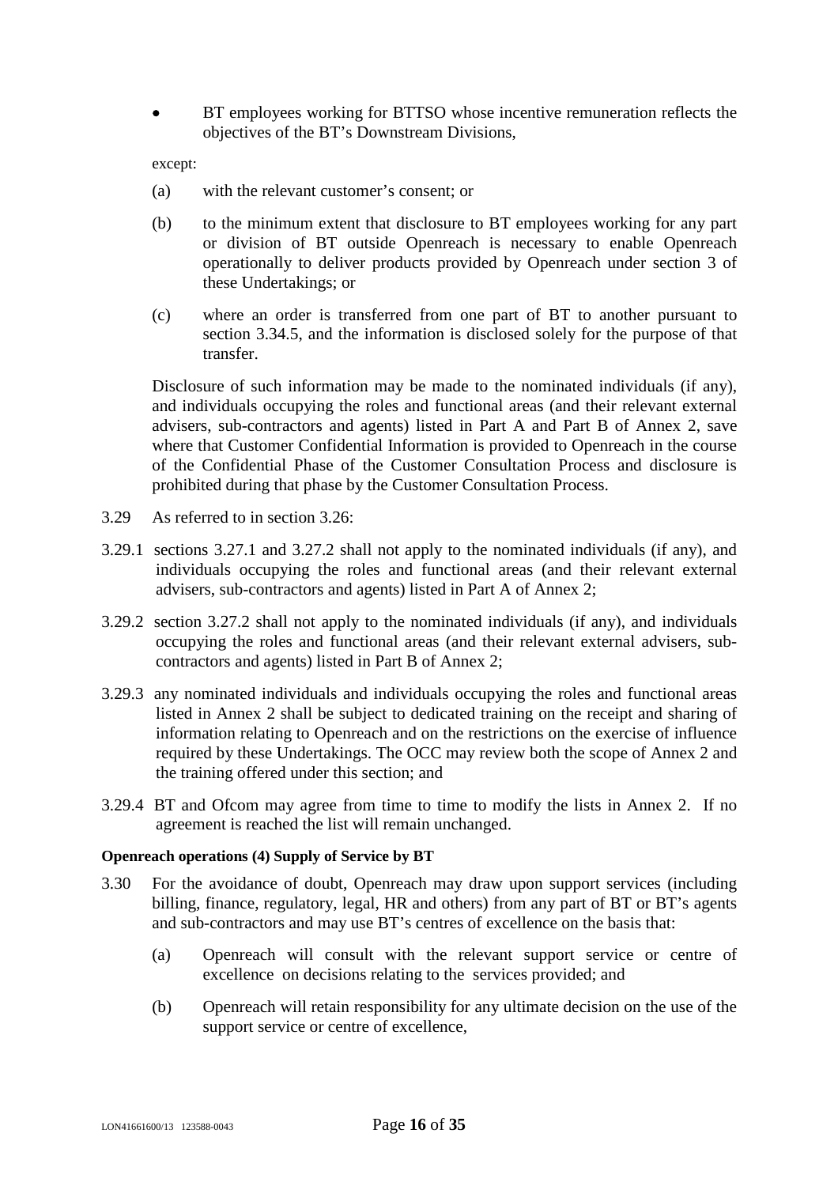- BT employees working for BTTSO whose incentive remuneration reflects the objectives of the BT's Downstream Divisions,

except:

(a) with the relevant customer's consent; or

(b) to the minimum extent that disclosure to BT employees working for any part or division of BT outside Openreach is necessary to enable Openreach operationally to deliver products provided by Openreach under section 3 of these Undertakings; or

(c) where an order is transferred from one part of BT to another pursuant to section 3.34.5, and the information is disclosed solely for the purpose of that transfer.

Disclosure of such information may be made to the nominated individuals (if any), and individuals occupying the roles and functional areas (and their relevant external advisers, sub-contractors and agents) listed in Part A and Part B of Annex 2, save where that Customer Confidential Information is provided to Openreach in the course of the Confidential Phase of the Customer Consultation Process and disclosure is prohibited during that phase by the Customer Consultation Process.

3.29 As referred to in section 3.26:

3.29.1 sections 3.27.1 and 3.27.2 shall not apply to the nominated individuals (if any), and individuals occupying the roles and functional areas (and their relevant external advisers, sub-contractors and agents) listed in Part A of Annex 2;

3.29.2 section 3.27.2 shall not apply to the nominated individuals (if any), and individuals occupying the roles and functional areas (and their relevant external advisers, sub-contractors and agents) listed in Part B of Annex 2;

3.29.3 any nominated individuals and individuals occupying the roles and functional areas listed in Annex 2 shall be subject to dedicated training on the receipt and sharing of information relating to Openreach and on the restrictions on the exercise of influence required by these Undertakings. The OCC may review both the scope of Annex 2 and the training offered under this section; and

3.29.4 BT and Ofcom may agree from time to time to modify the lists in Annex 2. If no agreement is reached the list will remain unchanged.

**Openreach operations (4) Supply of Service by BT**

3.30 For the avoidance of doubt, Openreach may draw upon support services (including billing, finance, regulatory, legal, HR and others) from any part of BT or BT's agents and sub-contractors and may use BT's centres of excellence on the basis that:

(a) Openreach will consult with the relevant support service or centre of excellence on decisions relating to the services provided; and

(b) Openreach will retain responsibility for any ultimate decision on the use of the support service or centre of excellence,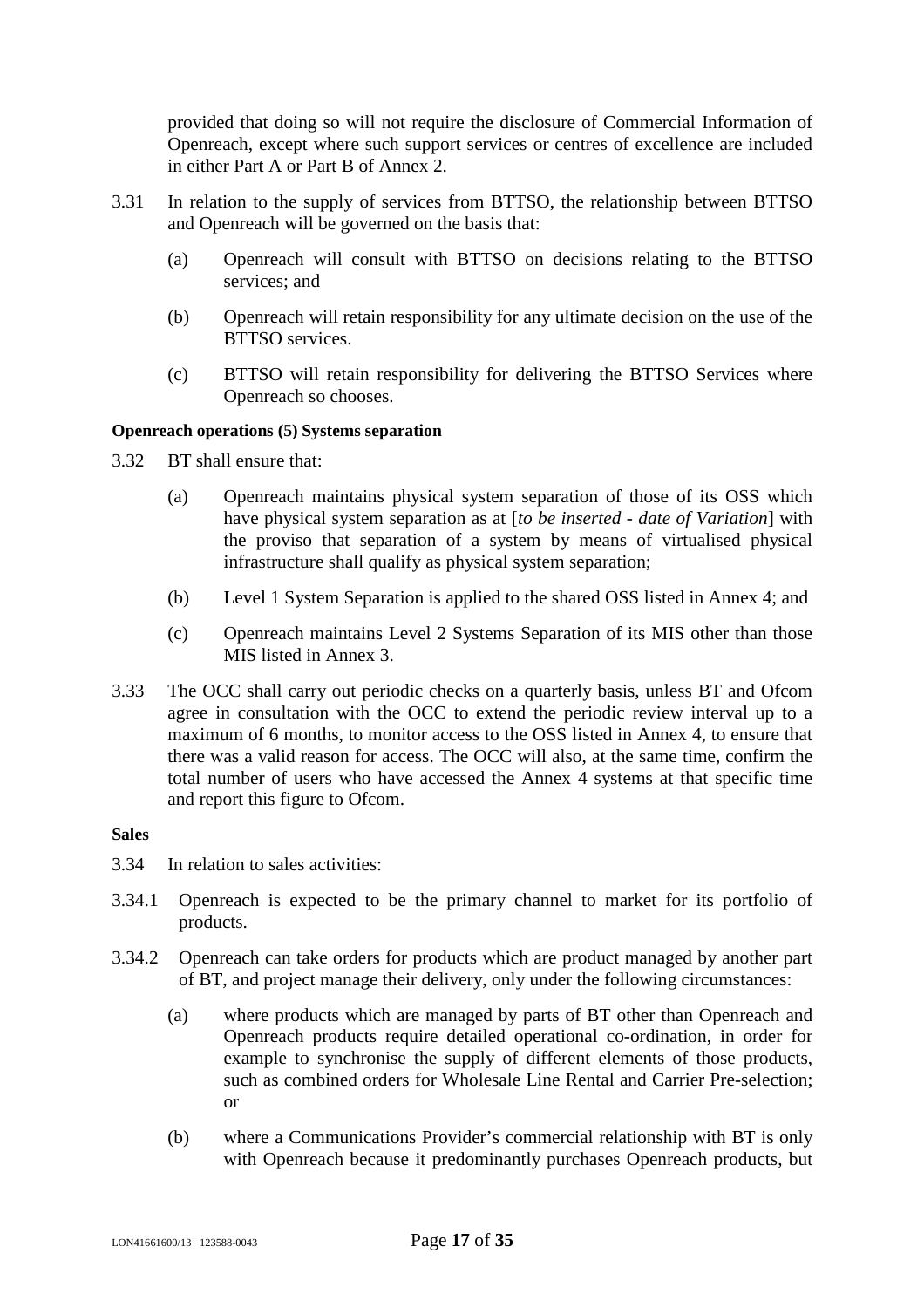provided that doing so will not require the disclosure of Commercial Information of Openreach, except where such support services or centres of excellence are included in either Part A or Part B of Annex 2.

3.31 In relation to the supply of services from BTTSO, the relationship between BTTSO and Openreach will be governed on the basis that:

(a) Openreach will consult with BTTSO on decisions relating to the BTTSO services; and

(b) Openreach will retain responsibility for any ultimate decision on the use of the BTTSO services.

(c) BTTSO will retain responsibility for delivering the BTTSO Services where Openreach so chooses.

**Openreach operations (5) Systems separation**

3.32 BT shall ensure that:

(a) Openreach maintains physical system separation of those of its OSS which have physical system separation as at [*to be inserted - date of Variation*] with the proviso that separation of a system by means of virtualised physical infrastructure shall qualify as physical system separation;

(b) Level 1 System Separation is applied to the shared OSS listed in Annex 4; and

(c) Openreach maintains Level 2 Systems Separation of its MIS other than those MIS listed in Annex 3.

3.33 The OCC shall carry out periodic checks on a quarterly basis, unless BT and Ofcom agree in consultation with the OCC to extend the periodic review interval up to a maximum of 6 months, to monitor access to the OSS listed in Annex 4, to ensure that there was a valid reason for access. The OCC will also, at the same time, confirm the total number of users who have accessed the Annex 4 systems at that specific time and report this figure to Ofcom.

**Sales**

3.34 In relation to sales activities:

3.34.1 Openreach is expected to be the primary channel to market for its portfolio of products.

3.34.2 Openreach can take orders for products which are product managed by another part of BT, and project manage their delivery, only under the following circumstances:

(a) where products which are managed by parts of BT other than Openreach and Openreach products require detailed operational co-ordination, in order for example to synchronise the supply of different elements of those products, such as combined orders for Wholesale Line Rental and Carrier Pre-selection; or

(b) where a Communications Provider's commercial relationship with BT is only with Openreach because it predominantly purchases Openreach products, but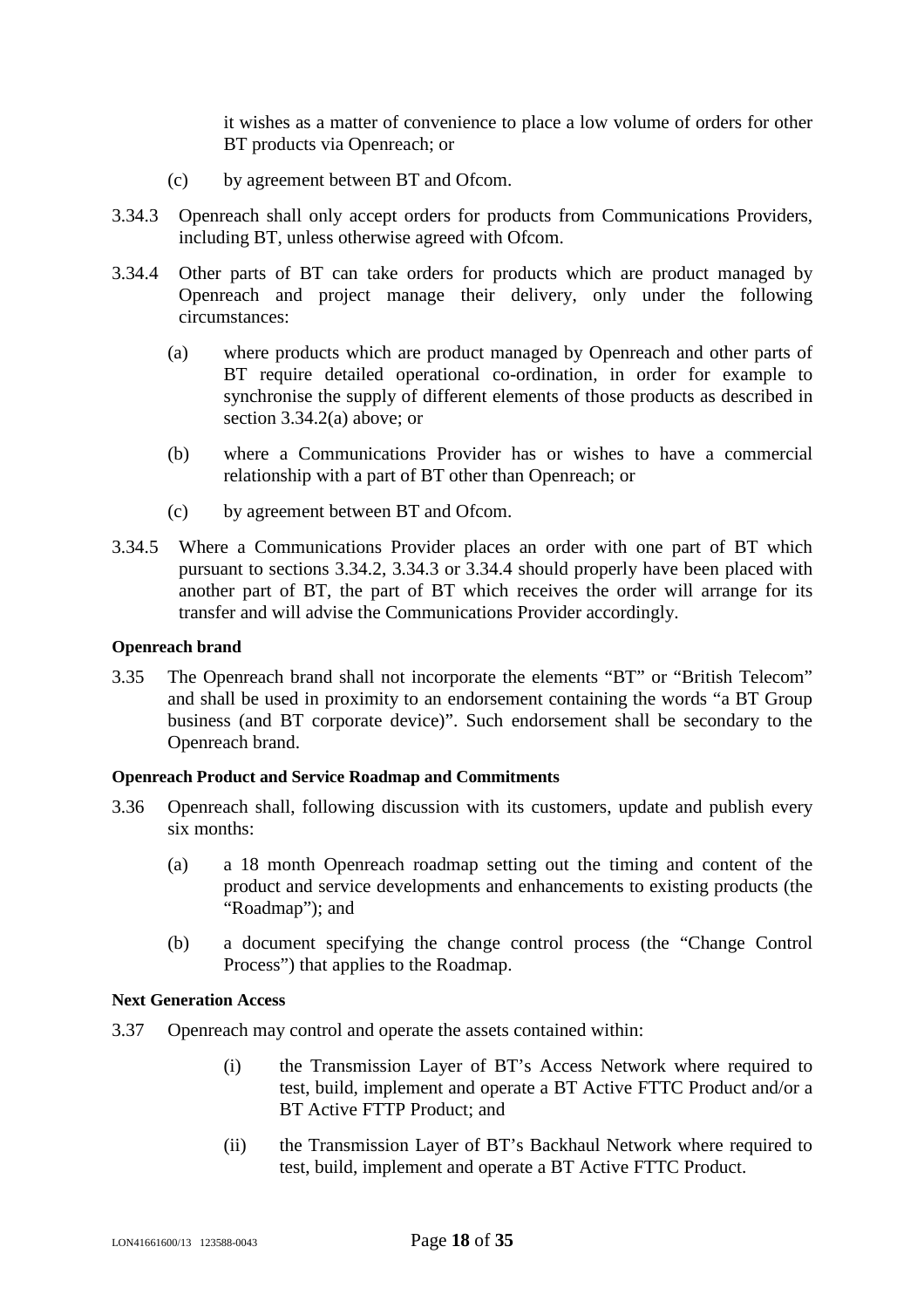it wishes as a matter of convenience to place a low volume of orders for other BT products via Openreach; or

(c) by agreement between BT and Ofcom.

3.34.3 Openreach shall only accept orders for products from Communications Providers, including BT, unless otherwise agreed with Ofcom.

3.34.4 Other parts of BT can take orders for products which are product managed by Openreach and project manage their delivery, only under the following circumstances:

(a) where products which are product managed by Openreach and other parts of BT require detailed operational co-ordination, in order for example to synchronise the supply of different elements of those products as described in section 3.34.2(a) above; or

(b) where a Communications Provider has or wishes to have a commercial relationship with a part of BT other than Openreach; or

(c) by agreement between BT and Ofcom.

3.34.5 Where a Communications Provider places an order with one part of BT which pursuant to sections 3.34.2, 3.34.3 or 3.34.4 should properly have been placed with another part of BT, the part of BT which receives the order will arrange for its transfer and will advise the Communications Provider accordingly.

**Openreach brand**

3.35 The Openreach brand shall not incorporate the elements "BT" or "British Telecom" and shall be used in proximity to an endorsement containing the words "a BT Group business (and BT corporate device)". Such endorsement shall be secondary to the Openreach brand.

**Openreach Product and Service Roadmap and Commitments**

3.36 Openreach shall, following discussion with its customers, update and publish every six months:

(a) a 18 month Openreach roadmap setting out the timing and content of the product and service developments and enhancements to existing products (the "Roadmap"); and

(b) a document specifying the change control process (the "Change Control Process") that applies to the Roadmap.

**Next Generation Access**

3.37 Openreach may control and operate the assets contained within:

(i) the Transmission Layer of BT's Access Network where required to test, build, implement and operate a BT Active FTTC Product and/or a BT Active FTTP Product; and

(ii) the Transmission Layer of BT's Backhaul Network where required to test, build, implement and operate a BT Active FTTC Product.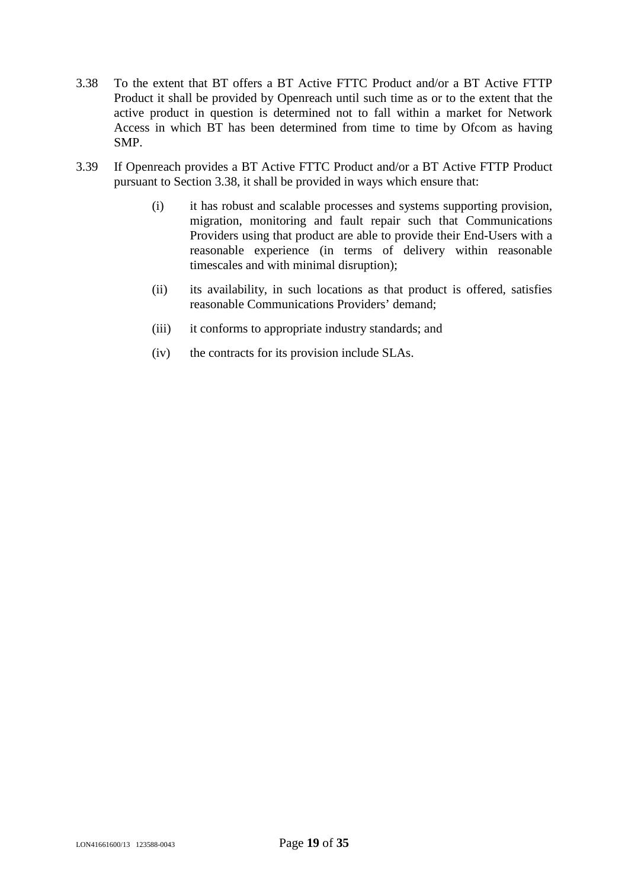3.38 To the extent that BT offers a BT Active FTTC Product and/or a BT Active FTTP Product it shall be provided by Openreach until such time as or to the extent that the active product in question is determined not to fall within a market for Network Access in which BT has been determined from time to time by Ofcom as having SMP.

3.39 If Openreach provides a BT Active FTTC Product and/or a BT Active FTTP Product pursuant to Section 3.38, it shall be provided in ways which ensure that:

(i) it has robust and scalable processes and systems supporting provision, migration, monitoring and fault repair such that Communications Providers using that product are able to provide their End-Users with a reasonable experience (in terms of delivery within reasonable timescales and with minimal disruption);

(ii) its availability, in such locations as that product is offered, satisfies reasonable Communications Providers' demand;

(iii) it conforms to appropriate industry standards; and

(iv) the contracts for its provision include SLAs.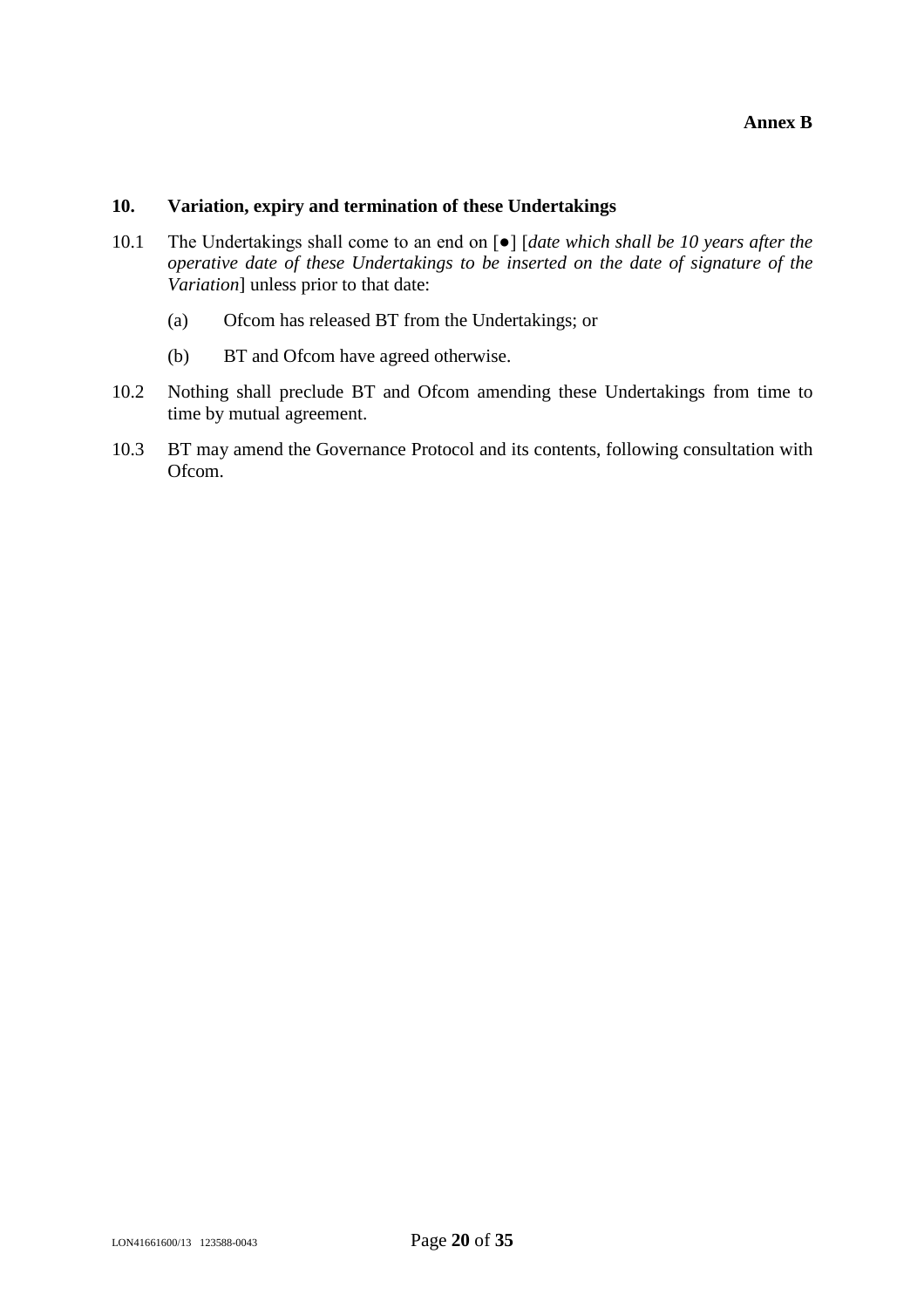**Annex B**

## 10. Variation, expiry and termination of these Undertakings

10.1 The Undertakings shall come to an end on [●] [*date which shall be 10 years after the operative date of these Undertakings to be inserted on the date of signature of the Variation*] unless prior to that date:

(a) Ofcom has released BT from the Undertakings; or

(b) BT and Ofcom have agreed otherwise.

10.2 Nothing shall preclude BT and Ofcom amending these Undertakings from time to time by mutual agreement.

10.3 BT may amend the Governance Protocol and its contents, following consultation with Ofcom.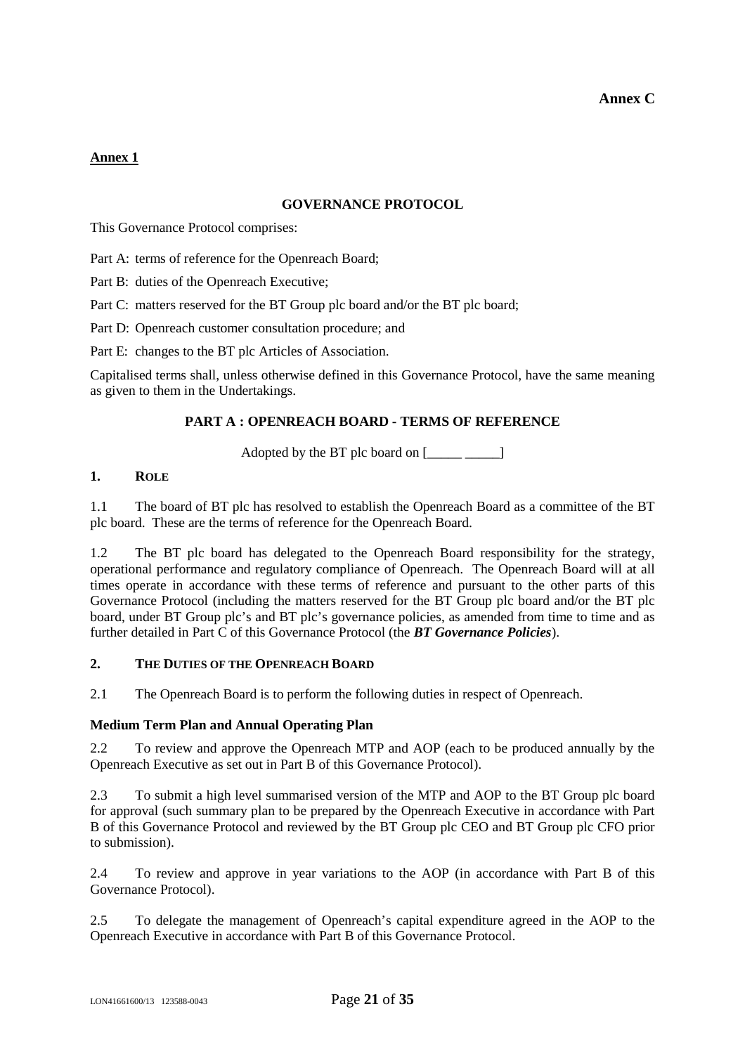**Annex C**

**Annex 1**

## GOVERNANCE PROTOCOL

This Governance Protocol comprises:

Part A: terms of reference for the Openreach Board;

Part B: duties of the Openreach Executive;

Part C: matters reserved for the BT Group plc board and/or the BT plc board;

Part D: Openreach customer consultation procedure; and

Part E: changes to the BT plc Articles of Association.

Capitalised terms shall, unless otherwise defined in this Governance Protocol, have the same meaning as given to them in the Undertakings.

## PART A : OPENREACH BOARD - TERMS OF REFERENCE

Adopted by the BT plc board on [_____ _____]

### 1. ROLE

1.1 The board of BT plc has resolved to establish the Openreach Board as a committee of the BT plc board. These are the terms of reference for the Openreach Board.

1.2 The BT plc board has delegated to the Openreach Board responsibility for the strategy, operational performance and regulatory compliance of Openreach. The Openreach Board will at all times operate in accordance with these terms of reference and pursuant to the other parts of this Governance Protocol (including the matters reserved for the BT Group plc board and/or the BT plc board, under BT Group plc's and BT plc's governance policies, as amended from time to time and as further detailed in Part C of this Governance Protocol (the ***BT Governance Policies***).

### 2. THE DUTIES OF THE OPENREACH BOARD

2.1 The Openreach Board is to perform the following duties in respect of Openreach.

**Medium Term Plan and Annual Operating Plan**

2.2 To review and approve the Openreach MTP and AOP (each to be produced annually by the Openreach Executive as set out in Part B of this Governance Protocol).

2.3 To submit a high level summarised version of the MTP and AOP to the BT Group plc board for approval (such summary plan to be prepared by the Openreach Executive in accordance with Part B of this Governance Protocol and reviewed by the BT Group plc CEO and BT Group plc CFO prior to submission).

2.4 To review and approve in year variations to the AOP (in accordance with Part B of this Governance Protocol).

2.5 To delegate the management of Openreach's capital expenditure agreed in the AOP to the Openreach Executive in accordance with Part B of this Governance Protocol.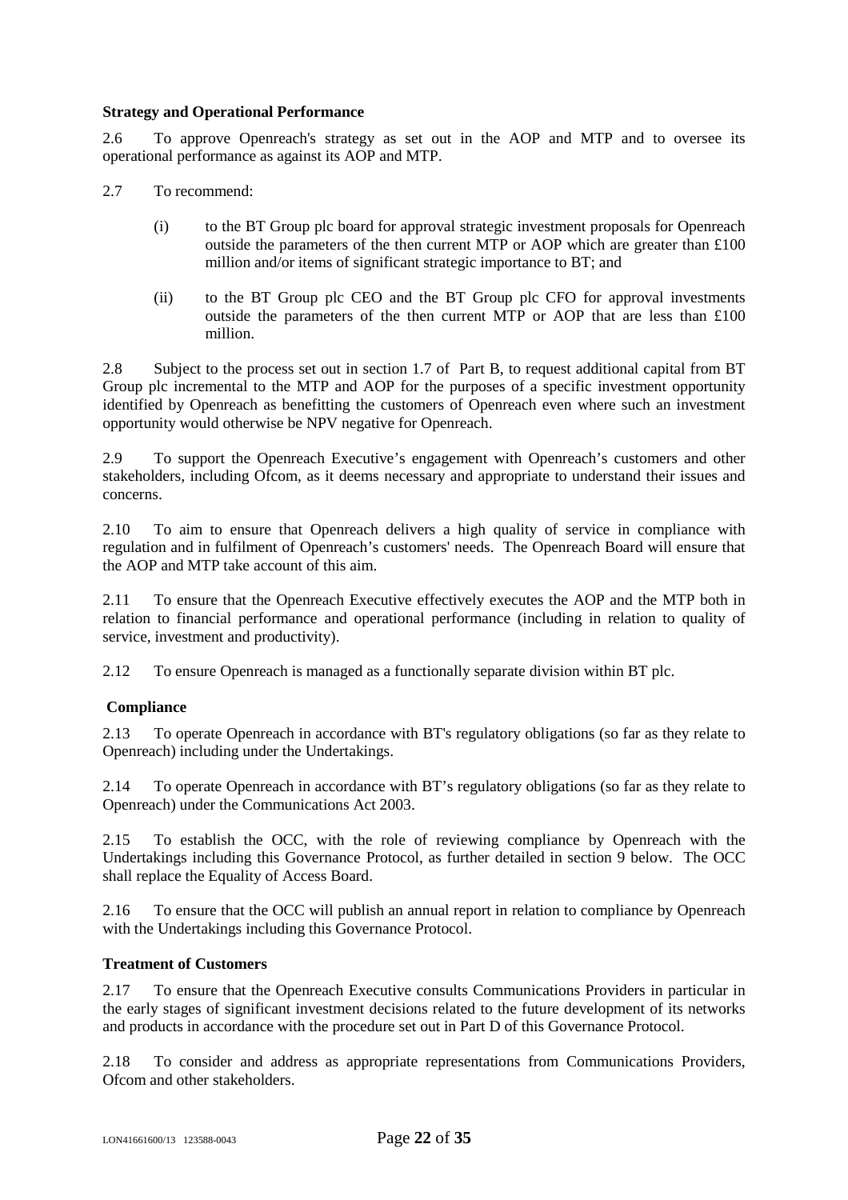**Strategy and Operational Performance**

2.6 To approve Openreach's strategy as set out in the AOP and MTP and to oversee its operational performance as against its AOP and MTP.

2.7 To recommend:

(i) to the BT Group plc board for approval strategic investment proposals for Openreach outside the parameters of the then current MTP or AOP which are greater than £100 million and/or items of significant strategic importance to BT; and

(ii) to the BT Group plc CEO and the BT Group plc CFO for approval investments outside the parameters of the then current MTP or AOP that are less than £100 million.

2.8 Subject to the process set out in section 1.7 of Part B, to request additional capital from BT Group plc incremental to the MTP and AOP for the purposes of a specific investment opportunity identified by Openreach as benefitting the customers of Openreach even where such an investment opportunity would otherwise be NPV negative for Openreach.

2.9 To support the Openreach Executive's engagement with Openreach's customers and other stakeholders, including Ofcom, as it deems necessary and appropriate to understand their issues and concerns.

2.10 To aim to ensure that Openreach delivers a high quality of service in compliance with regulation and in fulfilment of Openreach's customers' needs. The Openreach Board will ensure that the AOP and MTP take account of this aim.

2.11 To ensure that the Openreach Executive effectively executes the AOP and the MTP both in relation to financial performance and operational performance (including in relation to quality of service, investment and productivity).

2.12 To ensure Openreach is managed as a functionally separate division within BT plc.

**Compliance**

2.13 To operate Openreach in accordance with BT's regulatory obligations (so far as they relate to Openreach) including under the Undertakings.

2.14 To operate Openreach in accordance with BT's regulatory obligations (so far as they relate to Openreach) under the Communications Act 2003.

2.15 To establish the OCC, with the role of reviewing compliance by Openreach with the Undertakings including this Governance Protocol, as further detailed in section 9 below. The OCC shall replace the Equality of Access Board.

2.16 To ensure that the OCC will publish an annual report in relation to compliance by Openreach with the Undertakings including this Governance Protocol.

**Treatment of Customers**

2.17 To ensure that the Openreach Executive consults Communications Providers in particular in the early stages of significant investment decisions related to the future development of its networks and products in accordance with the procedure set out in Part D of this Governance Protocol.

2.18 To consider and address as appropriate representations from Communications Providers, Ofcom and other stakeholders.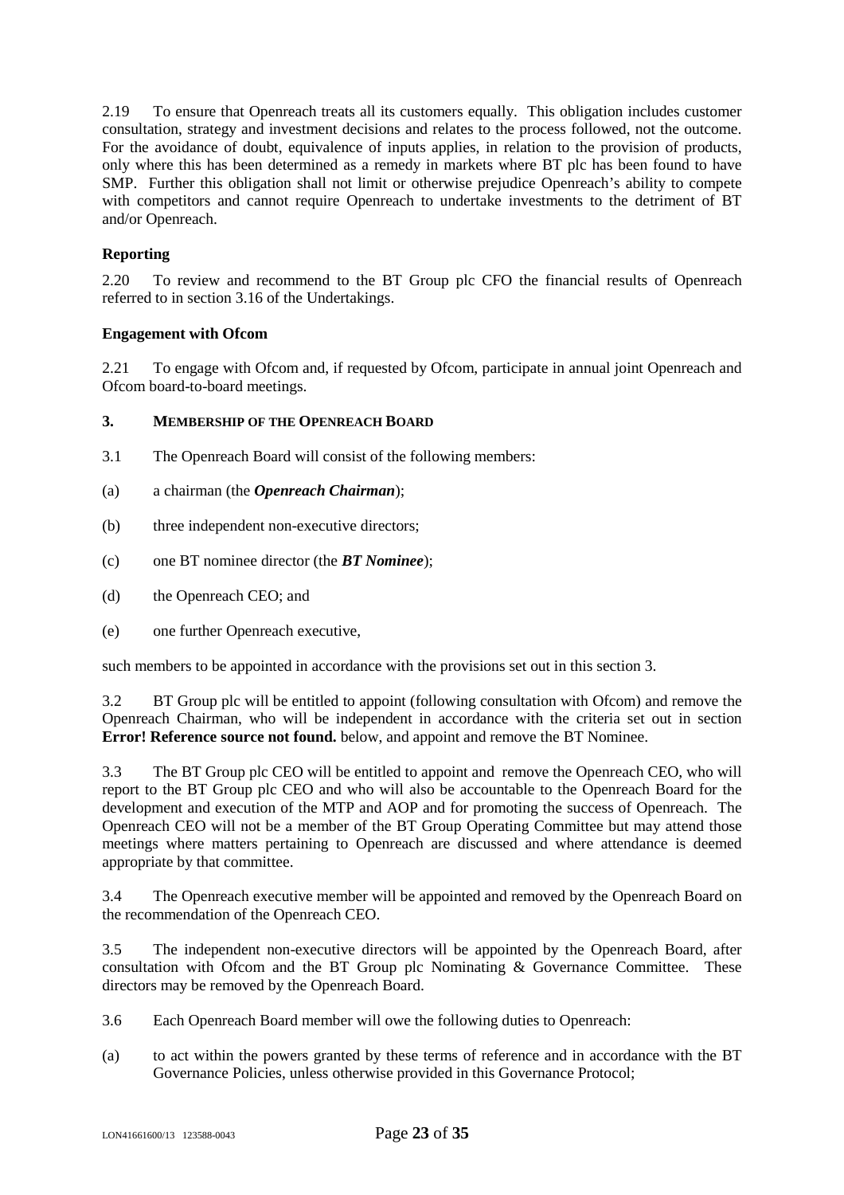2.19 To ensure that Openreach treats all its customers equally. This obligation includes customer consultation, strategy and investment decisions and relates to the process followed, not the outcome. For the avoidance of doubt, equivalence of inputs applies, in relation to the provision of products, only where this has been determined as a remedy in markets where BT plc has been found to have SMP. Further this obligation shall not limit or otherwise prejudice Openreach's ability to compete with competitors and cannot require Openreach to undertake investments to the detriment of BT and/or Openreach.

**Reporting**

2.20 To review and recommend to the BT Group plc CFO the financial results of Openreach referred to in section 3.16 of the Undertakings.

**Engagement with Ofcom**

2.21 To engage with Ofcom and, if requested by Ofcom, participate in annual joint Openreach and Ofcom board-to-board meetings.

**3. MEMBERSHIP OF THE OPENREACH BOARD**

3.1 The Openreach Board will consist of the following members:

(a) a chairman (the ***Openreach Chairman***);

(b) three independent non-executive directors;

(c) one BT nominee director (the ***BT Nominee***);

(d) the Openreach CEO; and

(e) one further Openreach executive,

such members to be appointed in accordance with the provisions set out in this section 3.

3.2 BT Group plc will be entitled to appoint (following consultation with Ofcom) and remove the Openreach Chairman, who will be independent in accordance with the criteria set out in section **Error! Reference source not found.** below, and appoint and remove the BT Nominee.

3.3 The BT Group plc CEO will be entitled to appoint and remove the Openreach CEO, who will report to the BT Group plc CEO and who will also be accountable to the Openreach Board for the development and execution of the MTP and AOP and for promoting the success of Openreach. The Openreach CEO will not be a member of the BT Group Operating Committee but may attend those meetings where matters pertaining to Openreach are discussed and where attendance is deemed appropriate by that committee.

3.4 The Openreach executive member will be appointed and removed by the Openreach Board on the recommendation of the Openreach CEO.

3.5 The independent non-executive directors will be appointed by the Openreach Board, after consultation with Ofcom and the BT Group plc Nominating & Governance Committee. These directors may be removed by the Openreach Board.

3.6 Each Openreach Board member will owe the following duties to Openreach:

(a) to act within the powers granted by these terms of reference and in accordance with the BT Governance Policies, unless otherwise provided in this Governance Protocol;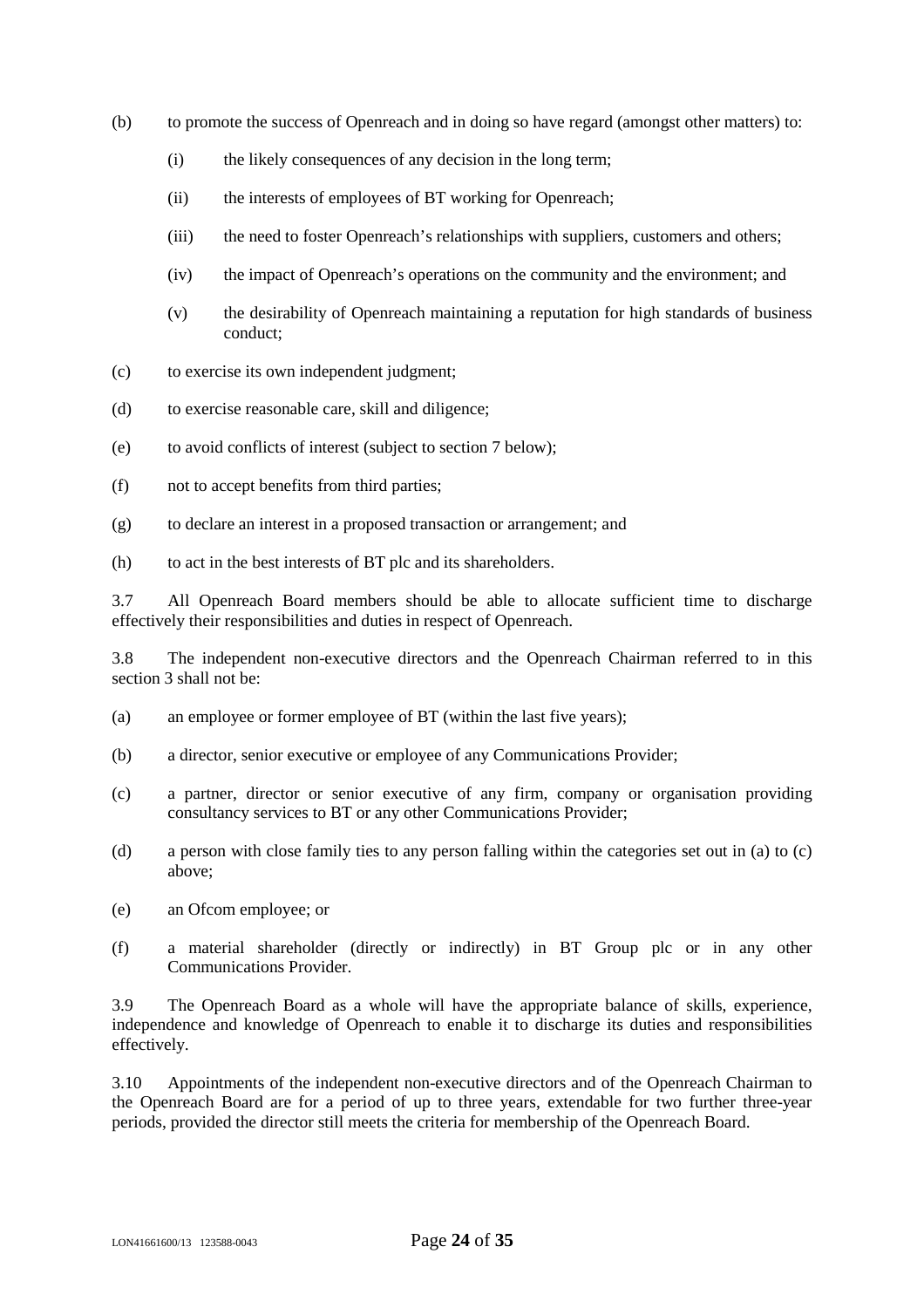(b) to promote the success of Openreach and in doing so have regard (amongst other matters) to:

  (i) the likely consequences of any decision in the long term;

  (ii) the interests of employees of BT working for Openreach;

  (iii) the need to foster Openreach's relationships with suppliers, customers and others;

  (iv) the impact of Openreach's operations on the community and the environment; and

  (v) the desirability of Openreach maintaining a reputation for high standards of business conduct;

(c) to exercise its own independent judgment;

(d) to exercise reasonable care, skill and diligence;

(e) to avoid conflicts of interest (subject to section 7 below);

(f) not to accept benefits from third parties;

(g) to declare an interest in a proposed transaction or arrangement; and

(h) to act in the best interests of BT plc and its shareholders.

3.7 All Openreach Board members should be able to allocate sufficient time to discharge effectively their responsibilities and duties in respect of Openreach.

3.8 The independent non-executive directors and the Openreach Chairman referred to in this section 3 shall not be:

(a) an employee or former employee of BT (within the last five years);

(b) a director, senior executive or employee of any Communications Provider;

(c) a partner, director or senior executive of any firm, company or organisation providing consultancy services to BT or any other Communications Provider;

(d) a person with close family ties to any person falling within the categories set out in (a) to (c) above;

(e) an Ofcom employee; or

(f) a material shareholder (directly or indirectly) in BT Group plc or in any other Communications Provider.

3.9 The Openreach Board as a whole will have the appropriate balance of skills, experience, independence and knowledge of Openreach to enable it to discharge its duties and responsibilities effectively.

3.10 Appointments of the independent non-executive directors and of the Openreach Chairman to the Openreach Board are for a period of up to three years, extendable for two further three-year periods, provided the director still meets the criteria for membership of the Openreach Board.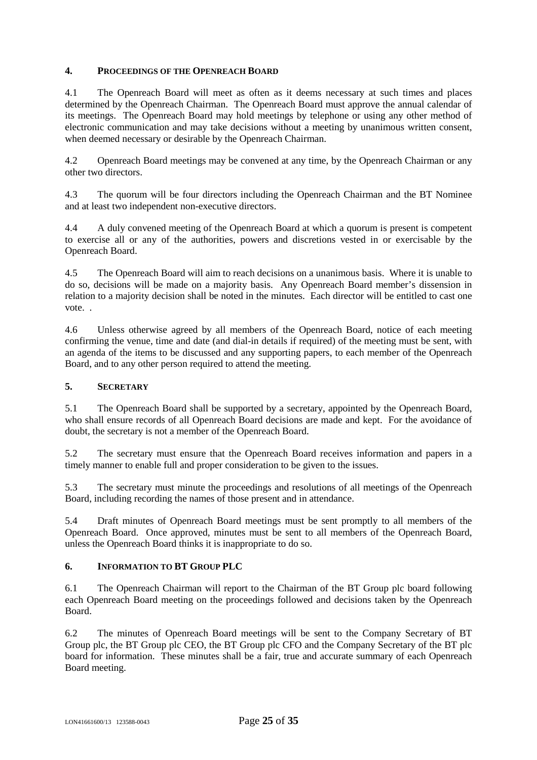## 4. PROCEEDINGS OF THE OPENREACH BOARD

4.1 The Openreach Board will meet as often as it deems necessary at such times and places determined by the Openreach Chairman. The Openreach Board must approve the annual calendar of its meetings. The Openreach Board may hold meetings by telephone or using any other method of electronic communication and may take decisions without a meeting by unanimous written consent, when deemed necessary or desirable by the Openreach Chairman.

4.2 Openreach Board meetings may be convened at any time, by the Openreach Chairman or any other two directors.

4.3 The quorum will be four directors including the Openreach Chairman and the BT Nominee and at least two independent non-executive directors.

4.4 A duly convened meeting of the Openreach Board at which a quorum is present is competent to exercise all or any of the authorities, powers and discretions vested in or exercisable by the Openreach Board.

4.5 The Openreach Board will aim to reach decisions on a unanimous basis. Where it is unable to do so, decisions will be made on a majority basis. Any Openreach Board member's dissension in relation to a majority decision shall be noted in the minutes. Each director will be entitled to cast one vote. .

4.6 Unless otherwise agreed by all members of the Openreach Board, notice of each meeting confirming the venue, time and date (and dial-in details if required) of the meeting must be sent, with an agenda of the items to be discussed and any supporting papers, to each member of the Openreach Board, and to any other person required to attend the meeting.

## 5. SECRETARY

5.1 The Openreach Board shall be supported by a secretary, appointed by the Openreach Board, who shall ensure records of all Openreach Board decisions are made and kept. For the avoidance of doubt, the secretary is not a member of the Openreach Board.

5.2 The secretary must ensure that the Openreach Board receives information and papers in a timely manner to enable full and proper consideration to be given to the issues.

5.3 The secretary must minute the proceedings and resolutions of all meetings of the Openreach Board, including recording the names of those present and in attendance.

5.4 Draft minutes of Openreach Board meetings must be sent promptly to all members of the Openreach Board. Once approved, minutes must be sent to all members of the Openreach Board, unless the Openreach Board thinks it is inappropriate to do so.

## 6. INFORMATION TO BT GROUP PLC

6.1 The Openreach Chairman will report to the Chairman of the BT Group plc board following each Openreach Board meeting on the proceedings followed and decisions taken by the Openreach Board.

6.2 The minutes of Openreach Board meetings will be sent to the Company Secretary of BT Group plc, the BT Group plc CEO, the BT Group plc CFO and the Company Secretary of the BT plc board for information. These minutes shall be a fair, true and accurate summary of each Openreach Board meeting.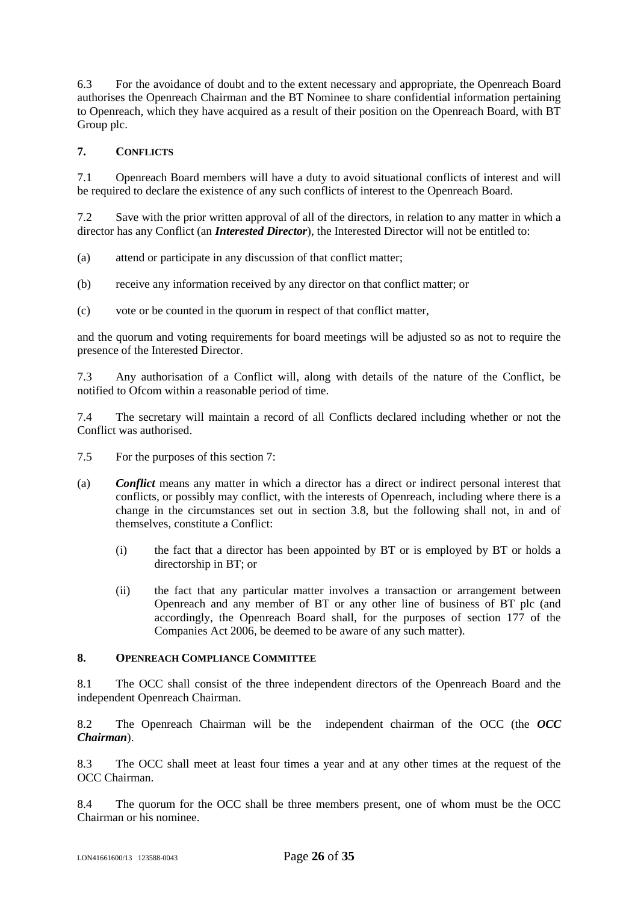6.3 For the avoidance of doubt and to the extent necessary and appropriate, the Openreach Board authorises the Openreach Chairman and the BT Nominee to share confidential information pertaining to Openreach, which they have acquired as a result of their position on the Openreach Board, with BT Group plc.

## 7. CONFLICTS

7.1 Openreach Board members will have a duty to avoid situational conflicts of interest and will be required to declare the existence of any such conflicts of interest to the Openreach Board.

7.2 Save with the prior written approval of all of the directors, in relation to any matter in which a director has any Conflict (an ***Interested Director***), the Interested Director will not be entitled to:

(a) attend or participate in any discussion of that conflict matter;

(b) receive any information received by any director on that conflict matter; or

(c) vote or be counted in the quorum in respect of that conflict matter,

and the quorum and voting requirements for board meetings will be adjusted so as not to require the presence of the Interested Director.

7.3 Any authorisation of a Conflict will, along with details of the nature of the Conflict, be notified to Ofcom within a reasonable period of time.

7.4 The secretary will maintain a record of all Conflicts declared including whether or not the Conflict was authorised.

7.5 For the purposes of this section 7:

(a) ***Conflict*** means any matter in which a director has a direct or indirect personal interest that conflicts, or possibly may conflict, with the interests of Openreach, including where there is a change in the circumstances set out in section 3.8, but the following shall not, in and of themselves, constitute a Conflict:

    (i) the fact that a director has been appointed by BT or is employed by BT or holds a directorship in BT; or

    (ii) the fact that any particular matter involves a transaction or arrangement between Openreach and any member of BT or any other line of business of BT plc (and accordingly, the Openreach Board shall, for the purposes of section 177 of the Companies Act 2006, be deemed to be aware of any such matter).

## 8. OPENREACH COMPLIANCE COMMITTEE

8.1 The OCC shall consist of the three independent directors of the Openreach Board and the independent Openreach Chairman.

8.2 The Openreach Chairman will be the independent chairman of the OCC (the ***OCC Chairman***).

8.3 The OCC shall meet at least four times a year and at any other times at the request of the OCC Chairman.

8.4 The quorum for the OCC shall be three members present, one of whom must be the OCC Chairman or his nominee.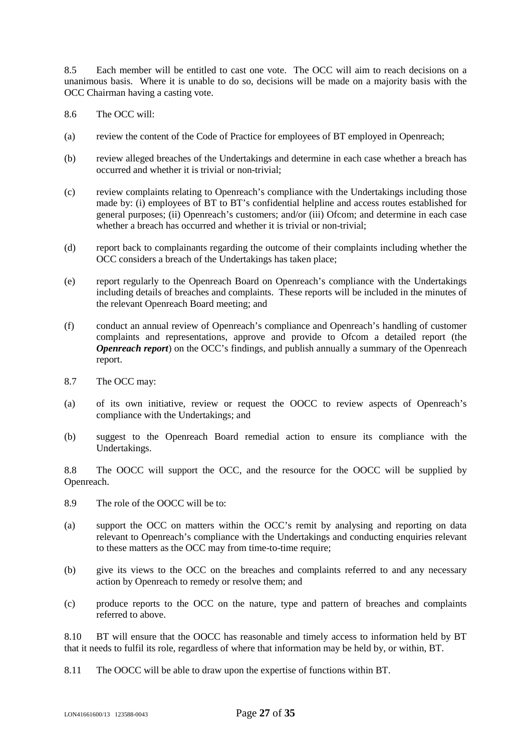8.5 Each member will be entitled to cast one vote. The OCC will aim to reach decisions on a unanimous basis. Where it is unable to do so, decisions will be made on a majority basis with the OCC Chairman having a casting vote.

8.6 The OCC will:

(a) review the content of the Code of Practice for employees of BT employed in Openreach;

(b) review alleged breaches of the Undertakings and determine in each case whether a breach has occurred and whether it is trivial or non-trivial;

(c) review complaints relating to Openreach's compliance with the Undertakings including those made by: (i) employees of BT to BT's confidential helpline and access routes established for general purposes; (ii) Openreach's customers; and/or (iii) Ofcom; and determine in each case whether a breach has occurred and whether it is trivial or non-trivial;

(d) report back to complainants regarding the outcome of their complaints including whether the OCC considers a breach of the Undertakings has taken place;

(e) report regularly to the Openreach Board on Openreach's compliance with the Undertakings including details of breaches and complaints. These reports will be included in the minutes of the relevant Openreach Board meeting; and

(f) conduct an annual review of Openreach's compliance and Openreach's handling of customer complaints and representations, approve and provide to Ofcom a detailed report (the ***Openreach report***) on the OCC's findings, and publish annually a summary of the Openreach report.

8.7 The OCC may:

(a) of its own initiative, review or request the OOCC to review aspects of Openreach's compliance with the Undertakings; and

(b) suggest to the Openreach Board remedial action to ensure its compliance with the Undertakings.

8.8 The OOCC will support the OCC, and the resource for the OOCC will be supplied by Openreach.

8.9 The role of the OOCC will be to:

(a) support the OCC on matters within the OCC's remit by analysing and reporting on data relevant to Openreach's compliance with the Undertakings and conducting enquiries relevant to these matters as the OCC may from time-to-time require;

(b) give its views to the OCC on the breaches and complaints referred to and any necessary action by Openreach to remedy or resolve them; and

(c) produce reports to the OCC on the nature, type and pattern of breaches and complaints referred to above.

8.10 BT will ensure that the OOCC has reasonable and timely access to information held by BT that it needs to fulfil its role, regardless of where that information may be held by, or within, BT.

8.11 The OOCC will be able to draw upon the expertise of functions within BT.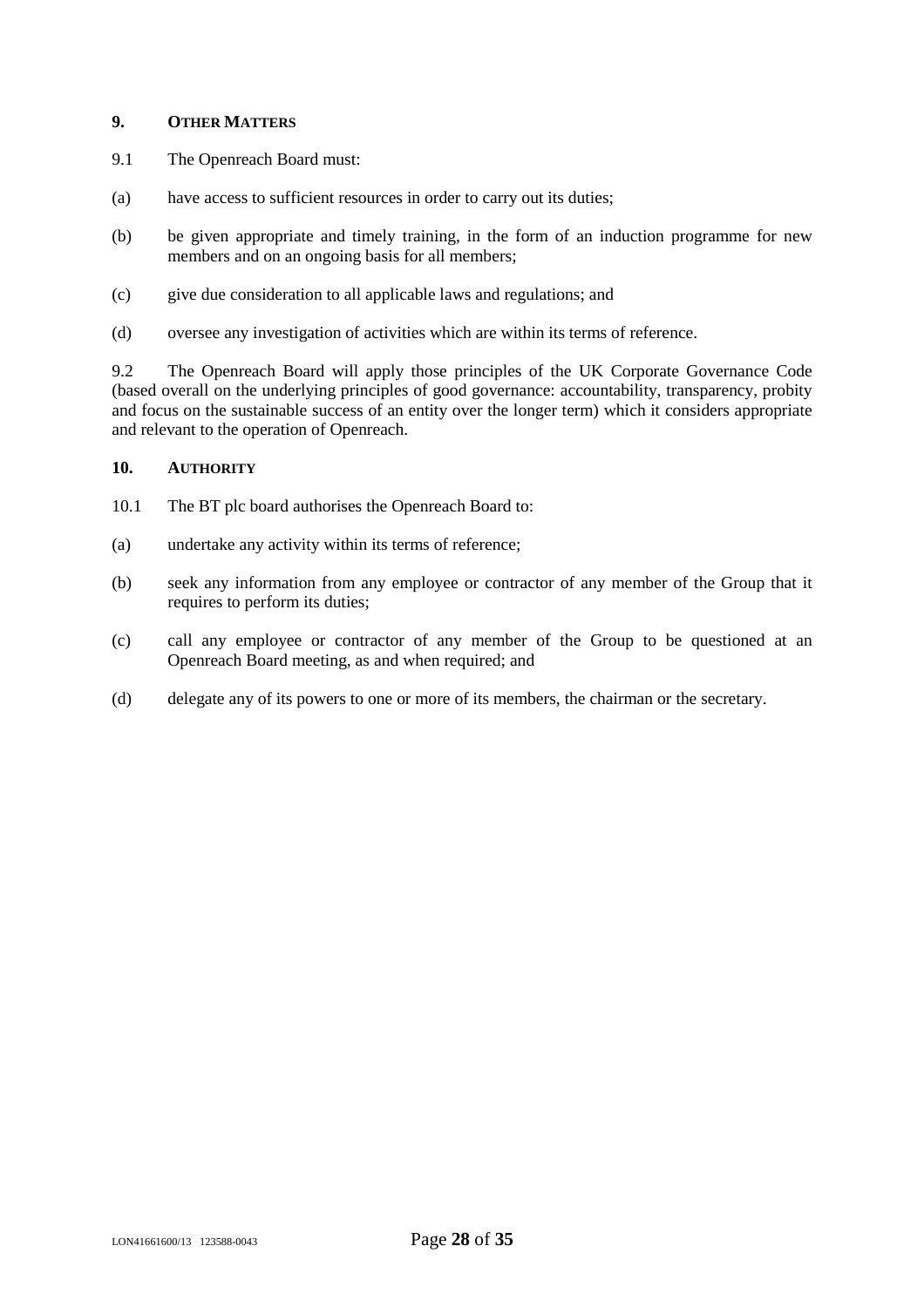## 9. OTHER MATTERS

9.1 The Openreach Board must:

(a) have access to sufficient resources in order to carry out its duties;

(b) be given appropriate and timely training, in the form of an induction programme for new members and on an ongoing basis for all members;

(c) give due consideration to all applicable laws and regulations; and

(d) oversee any investigation of activities which are within its terms of reference.

9.2 The Openreach Board will apply those principles of the UK Corporate Governance Code (based overall on the underlying principles of good governance: accountability, transparency, probity and focus on the sustainable success of an entity over the longer term) which it considers appropriate and relevant to the operation of Openreach.

## 10. AUTHORITY

10.1 The BT plc board authorises the Openreach Board to:

(a) undertake any activity within its terms of reference;

(b) seek any information from any employee or contractor of any member of the Group that it requires to perform its duties;

(c) call any employee or contractor of any member of the Group to be questioned at an Openreach Board meeting, as and when required; and

(d) delegate any of its powers to one or more of its members, the chairman or the secretary.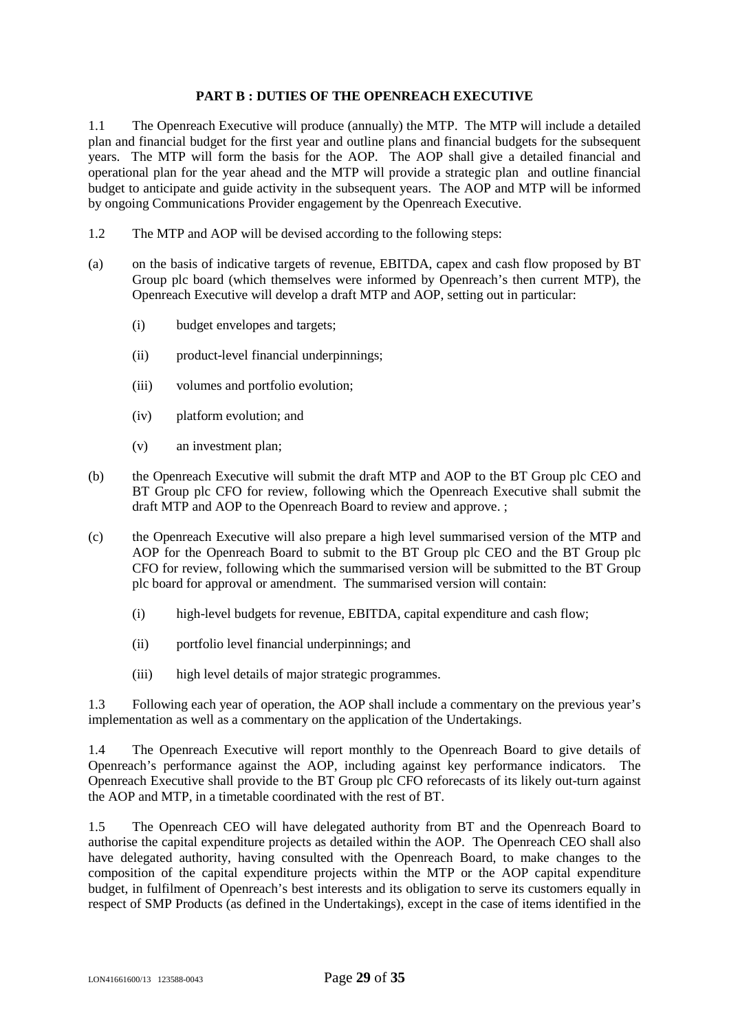**PART B : DUTIES OF THE OPENREACH EXECUTIVE**

1.1 The Openreach Executive will produce (annually) the MTP. The MTP will include a detailed plan and financial budget for the first year and outline plans and financial budgets for the subsequent years. The MTP will form the basis for the AOP. The AOP shall give a detailed financial and operational plan for the year ahead and the MTP will provide a strategic plan and outline financial budget to anticipate and guide activity in the subsequent years. The AOP and MTP will be informed by ongoing Communications Provider engagement by the Openreach Executive.

1.2 The MTP and AOP will be devised according to the following steps:

(a) on the basis of indicative targets of revenue, EBITDA, capex and cash flow proposed by BT Group plc board (which themselves were informed by Openreach's then current MTP), the Openreach Executive will develop a draft MTP and AOP, setting out in particular:

 (i) budget envelopes and targets;

 (ii) product-level financial underpinnings;

 (iii) volumes and portfolio evolution;

 (iv) platform evolution; and

 (v) an investment plan;

(b) the Openreach Executive will submit the draft MTP and AOP to the BT Group plc CEO and BT Group plc CFO for review, following which the Openreach Executive shall submit the draft MTP and AOP to the Openreach Board to review and approve. ;

(c) the Openreach Executive will also prepare a high level summarised version of the MTP and AOP for the Openreach Board to submit to the BT Group plc CEO and the BT Group plc CFO for review, following which the summarised version will be submitted to the BT Group plc board for approval or amendment. The summarised version will contain:

 (i) high-level budgets for revenue, EBITDA, capital expenditure and cash flow;

 (ii) portfolio level financial underpinnings; and

 (iii) high level details of major strategic programmes.

1.3 Following each year of operation, the AOP shall include a commentary on the previous year's implementation as well as a commentary on the application of the Undertakings.

1.4 The Openreach Executive will report monthly to the Openreach Board to give details of Openreach's performance against the AOP, including against key performance indicators. The Openreach Executive shall provide to the BT Group plc CFO reforecasts of its likely out-turn against the AOP and MTP, in a timetable coordinated with the rest of BT.

1.5 The Openreach CEO will have delegated authority from BT and the Openreach Board to authorise the capital expenditure projects as detailed within the AOP. The Openreach CEO shall also have delegated authority, having consulted with the Openreach Board, to make changes to the composition of the capital expenditure projects within the MTP or the AOP capital expenditure budget, in fulfilment of Openreach's best interests and its obligation to serve its customers equally in respect of SMP Products (as defined in the Undertakings), except in the case of items identified in the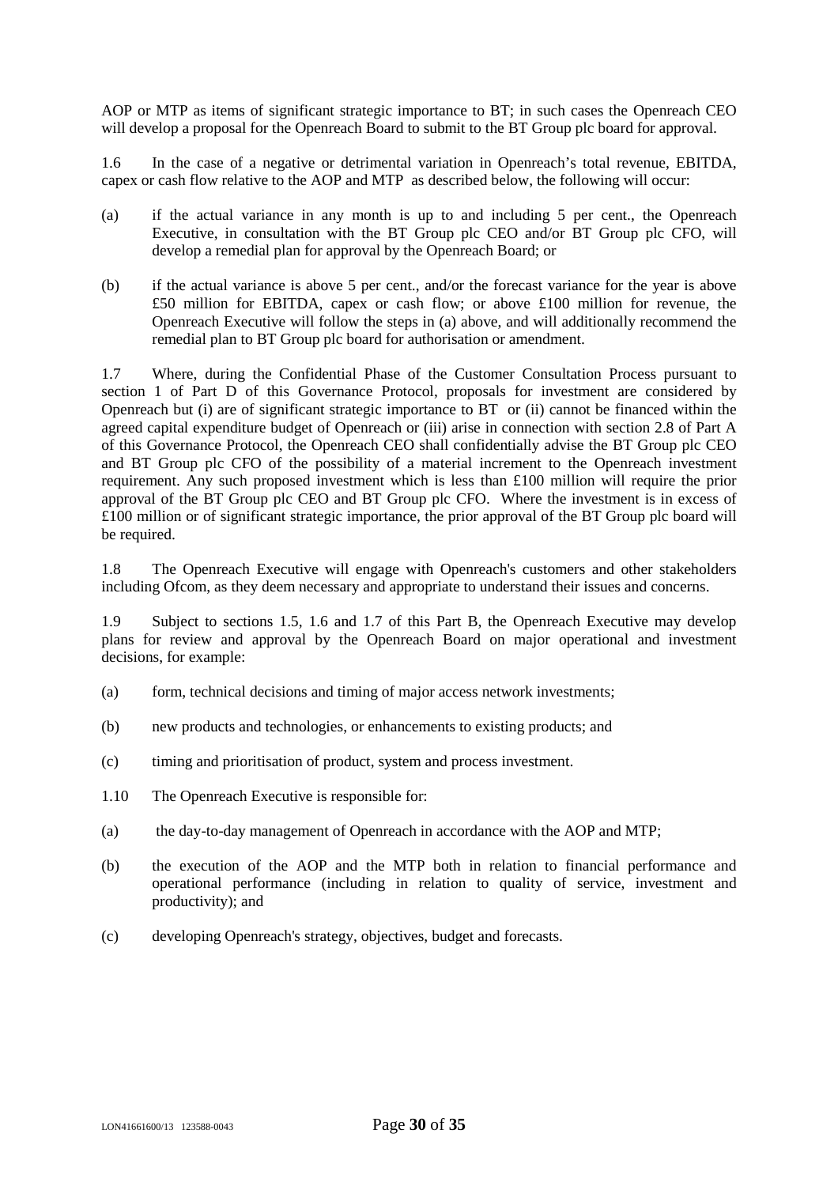AOP or MTP as items of significant strategic importance to BT; in such cases the Openreach CEO will develop a proposal for the Openreach Board to submit to the BT Group plc board for approval.

1.6 In the case of a negative or detrimental variation in Openreach's total revenue, EBITDA, capex or cash flow relative to the AOP and MTP as described below, the following will occur:

(a) if the actual variance in any month is up to and including 5 per cent., the Openreach Executive, in consultation with the BT Group plc CEO and/or BT Group plc CFO, will develop a remedial plan for approval by the Openreach Board; or

(b) if the actual variance is above 5 per cent., and/or the forecast variance for the year is above £50 million for EBITDA, capex or cash flow; or above £100 million for revenue, the Openreach Executive will follow the steps in (a) above, and will additionally recommend the remedial plan to BT Group plc board for authorisation or amendment.

1.7 Where, during the Confidential Phase of the Customer Consultation Process pursuant to section 1 of Part D of this Governance Protocol, proposals for investment are considered by Openreach but (i) are of significant strategic importance to BT or (ii) cannot be financed within the agreed capital expenditure budget of Openreach or (iii) arise in connection with section 2.8 of Part A of this Governance Protocol, the Openreach CEO shall confidentially advise the BT Group plc CEO and BT Group plc CFO of the possibility of a material increment to the Openreach investment requirement. Any such proposed investment which is less than £100 million will require the prior approval of the BT Group plc CEO and BT Group plc CFO. Where the investment is in excess of £100 million or of significant strategic importance, the prior approval of the BT Group plc board will be required.

1.8 The Openreach Executive will engage with Openreach's customers and other stakeholders including Ofcom, as they deem necessary and appropriate to understand their issues and concerns.

1.9 Subject to sections 1.5, 1.6 and 1.7 of this Part B, the Openreach Executive may develop plans for review and approval by the Openreach Board on major operational and investment decisions, for example:

(a) form, technical decisions and timing of major access network investments;

(b) new products and technologies, or enhancements to existing products; and

(c) timing and prioritisation of product, system and process investment.

1.10 The Openreach Executive is responsible for:

(a) the day-to-day management of Openreach in accordance with the AOP and MTP;

(b) the execution of the AOP and the MTP both in relation to financial performance and operational performance (including in relation to quality of service, investment and productivity); and

(c) developing Openreach's strategy, objectives, budget and forecasts.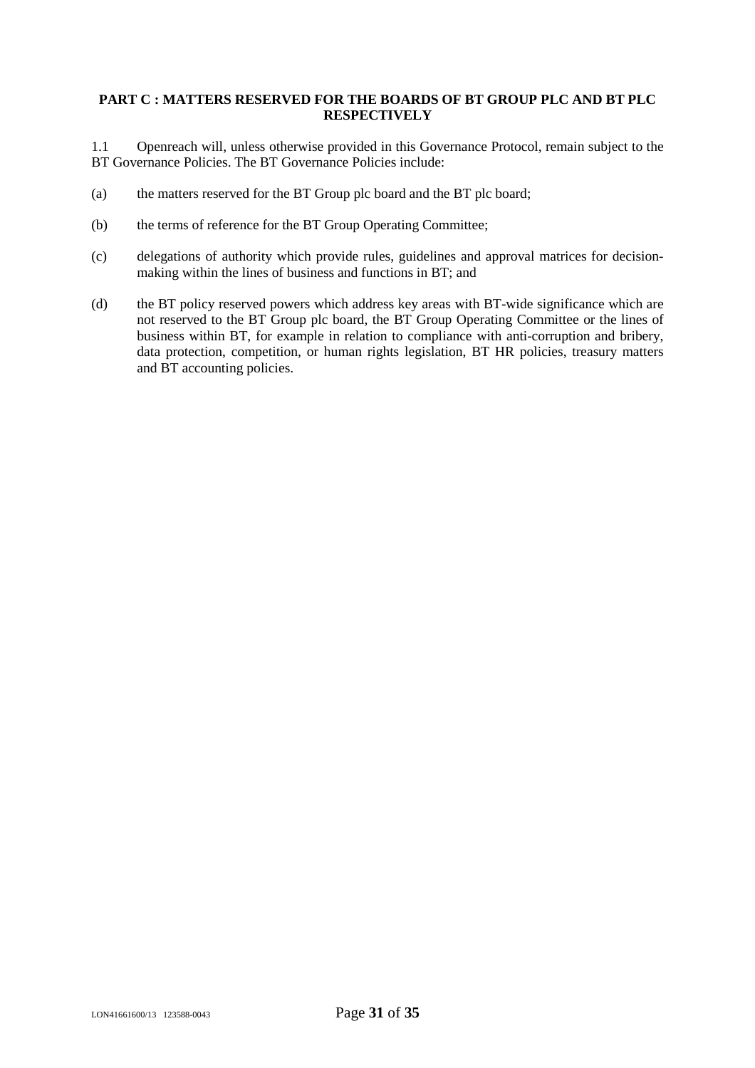## PART C : MATTERS RESERVED FOR THE BOARDS OF BT GROUP PLC AND BT PLC RESPECTIVELY

1.1 Openreach will, unless otherwise provided in this Governance Protocol, remain subject to the BT Governance Policies. The BT Governance Policies include:

(a) the matters reserved for the BT Group plc board and the BT plc board;

(b) the terms of reference for the BT Group Operating Committee;

(c) delegations of authority which provide rules, guidelines and approval matrices for decision-making within the lines of business and functions in BT; and

(d) the BT policy reserved powers which address key areas with BT-wide significance which are not reserved to the BT Group plc board, the BT Group Operating Committee or the lines of business within BT, for example in relation to compliance with anti-corruption and bribery, data protection, competition, or human rights legislation, BT HR policies, treasury matters and BT accounting policies.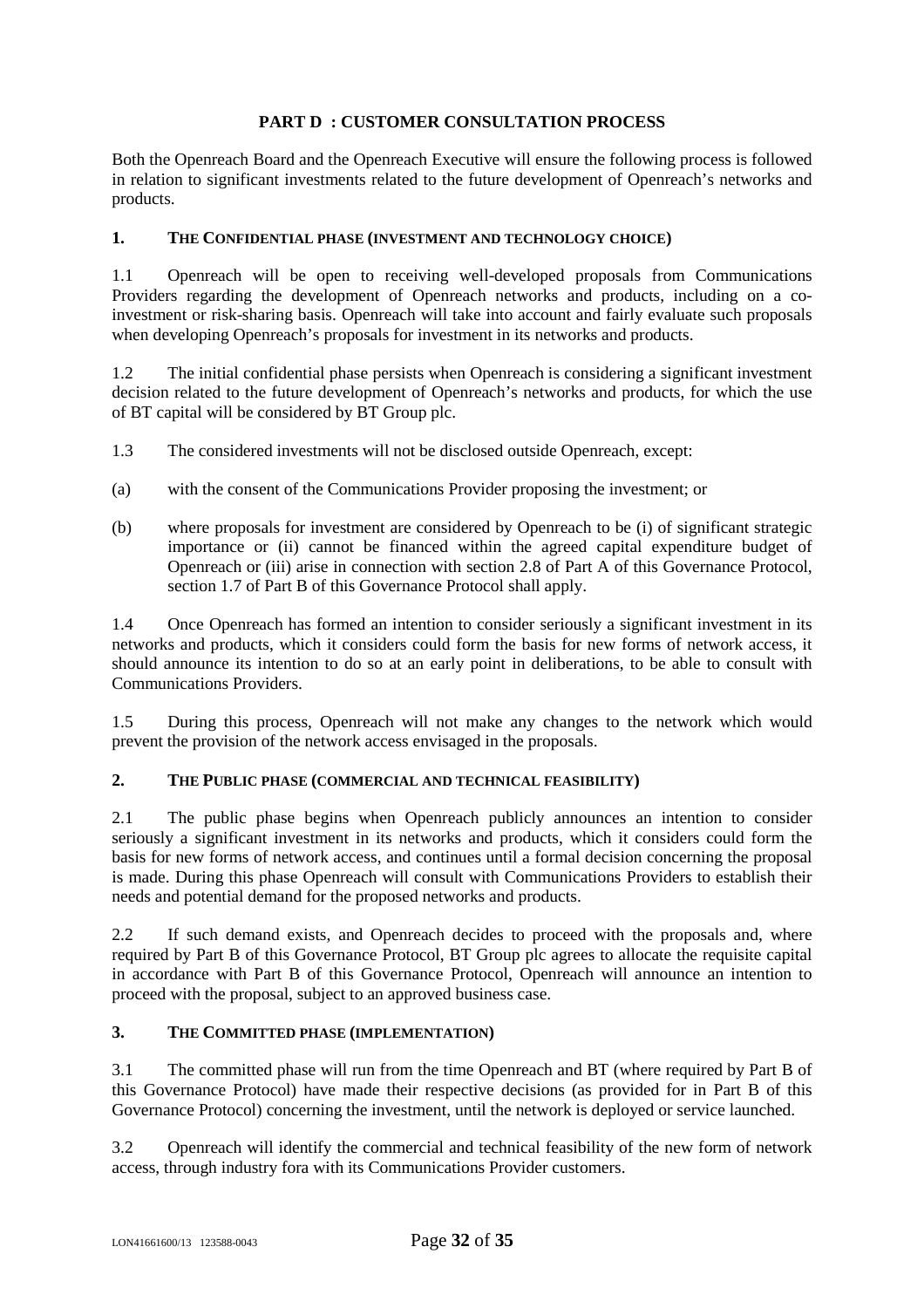# PART D : CUSTOMER CONSULTATION PROCESS

Both the Openreach Board and the Openreach Executive will ensure the following process is followed in relation to significant investments related to the future development of Openreach's networks and products.

## 1. THE CONFIDENTIAL PHASE (INVESTMENT AND TECHNOLOGY CHOICE)

1.1 Openreach will be open to receiving well-developed proposals from Communications Providers regarding the development of Openreach networks and products, including on a co-investment or risk-sharing basis. Openreach will take into account and fairly evaluate such proposals when developing Openreach's proposals for investment in its networks and products.

1.2 The initial confidential phase persists when Openreach is considering a significant investment decision related to the future development of Openreach's networks and products, for which the use of BT capital will be considered by BT Group plc.

1.3 The considered investments will not be disclosed outside Openreach, except:

(a) with the consent of the Communications Provider proposing the investment; or

(b) where proposals for investment are considered by Openreach to be (i) of significant strategic importance or (ii) cannot be financed within the agreed capital expenditure budget of Openreach or (iii) arise in connection with section 2.8 of Part A of this Governance Protocol, section 1.7 of Part B of this Governance Protocol shall apply.

1.4 Once Openreach has formed an intention to consider seriously a significant investment in its networks and products, which it considers could form the basis for new forms of network access, it should announce its intention to do so at an early point in deliberations, to be able to consult with Communications Providers.

1.5 During this process, Openreach will not make any changes to the network which would prevent the provision of the network access envisaged in the proposals.

## 2. THE PUBLIC PHASE (COMMERCIAL AND TECHNICAL FEASIBILITY)

2.1 The public phase begins when Openreach publicly announces an intention to consider seriously a significant investment in its networks and products, which it considers could form the basis for new forms of network access, and continues until a formal decision concerning the proposal is made. During this phase Openreach will consult with Communications Providers to establish their needs and potential demand for the proposed networks and products.

2.2 If such demand exists, and Openreach decides to proceed with the proposals and, where required by Part B of this Governance Protocol, BT Group plc agrees to allocate the requisite capital in accordance with Part B of this Governance Protocol, Openreach will announce an intention to proceed with the proposal, subject to an approved business case.

## 3. THE COMMITTED PHASE (IMPLEMENTATION)

3.1 The committed phase will run from the time Openreach and BT (where required by Part B of this Governance Protocol) have made their respective decisions (as provided for in Part B of this Governance Protocol) concerning the investment, until the network is deployed or service launched.

3.2 Openreach will identify the commercial and technical feasibility of the new form of network access, through industry fora with its Communications Provider customers.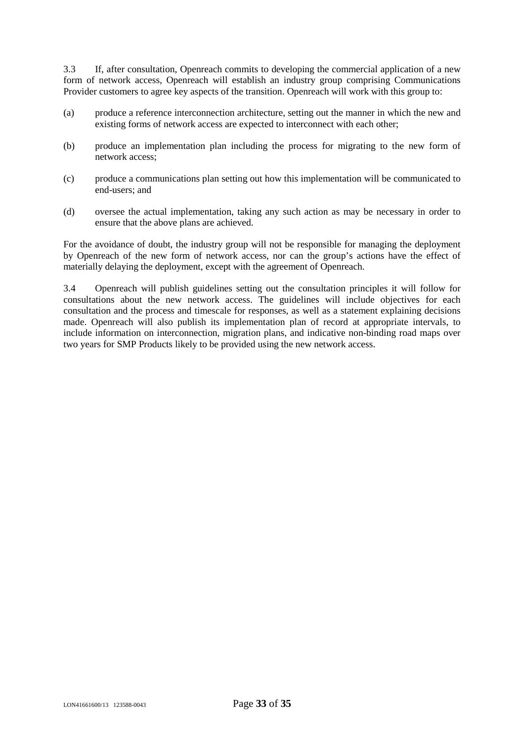3.3 If, after consultation, Openreach commits to developing the commercial application of a new form of network access, Openreach will establish an industry group comprising Communications Provider customers to agree key aspects of the transition. Openreach will work with this group to:

(a) produce a reference interconnection architecture, setting out the manner in which the new and existing forms of network access are expected to interconnect with each other;

(b) produce an implementation plan including the process for migrating to the new form of network access;

(c) produce a communications plan setting out how this implementation will be communicated to end-users; and

(d) oversee the actual implementation, taking any such action as may be necessary in order to ensure that the above plans are achieved.

For the avoidance of doubt, the industry group will not be responsible for managing the deployment by Openreach of the new form of network access, nor can the group's actions have the effect of materially delaying the deployment, except with the agreement of Openreach.

3.4 Openreach will publish guidelines setting out the consultation principles it will follow for consultations about the new network access. The guidelines will include objectives for each consultation and the process and timescale for responses, as well as a statement explaining decisions made. Openreach will also publish its implementation plan of record at appropriate intervals, to include information on interconnection, migration plans, and indicative non-binding road maps over two years for SMP Products likely to be provided using the new network access.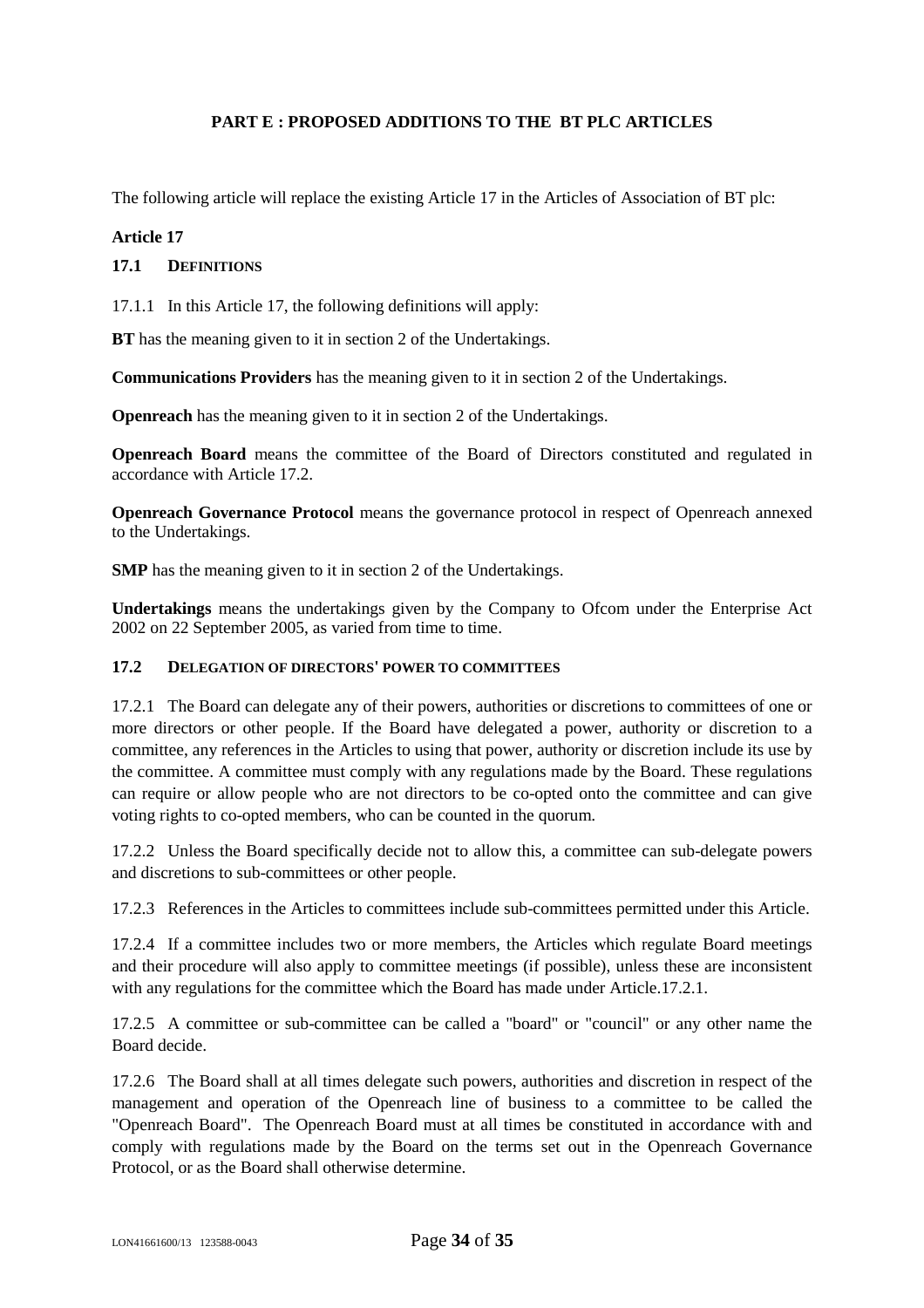## PART E : PROPOSED ADDITIONS TO THE BT PLC ARTICLES

The following article will replace the existing Article 17 in the Articles of Association of BT plc:

**Article 17**

**17.1 DEFINITIONS**

17.1.1 In this Article 17, the following definitions will apply:

**BT** has the meaning given to it in section 2 of the Undertakings.

**Communications Providers** has the meaning given to it in section 2 of the Undertakings.

**Openreach** has the meaning given to it in section 2 of the Undertakings.

**Openreach Board** means the committee of the Board of Directors constituted and regulated in accordance with Article 17.2.

**Openreach Governance Protocol** means the governance protocol in respect of Openreach annexed to the Undertakings.

**SMP** has the meaning given to it in section 2 of the Undertakings.

**Undertakings** means the undertakings given by the Company to Ofcom under the Enterprise Act 2002 on 22 September 2005, as varied from time to time.

**17.2 DELEGATION OF DIRECTORS' POWER TO COMMITTEES**

17.2.1 The Board can delegate any of their powers, authorities or discretions to committees of one or more directors or other people. If the Board have delegated a power, authority or discretion to a committee, any references in the Articles to using that power, authority or discretion include its use by the committee. A committee must comply with any regulations made by the Board. These regulations can require or allow people who are not directors to be co-opted onto the committee and can give voting rights to co-opted members, who can be counted in the quorum.

17.2.2 Unless the Board specifically decide not to allow this, a committee can sub-delegate powers and discretions to sub-committees or other people.

17.2.3 References in the Articles to committees include sub-committees permitted under this Article.

17.2.4 If a committee includes two or more members, the Articles which regulate Board meetings and their procedure will also apply to committee meetings (if possible), unless these are inconsistent with any regulations for the committee which the Board has made under Article.17.2.1.

17.2.5 A committee or sub-committee can be called a "board" or "council" or any other name the Board decide.

17.2.6 The Board shall at all times delegate such powers, authorities and discretion in respect of the management and operation of the Openreach line of business to a committee to be called the "Openreach Board". The Openreach Board must at all times be constituted in accordance with and comply with regulations made by the Board on the terms set out in the Openreach Governance Protocol, or as the Board shall otherwise determine.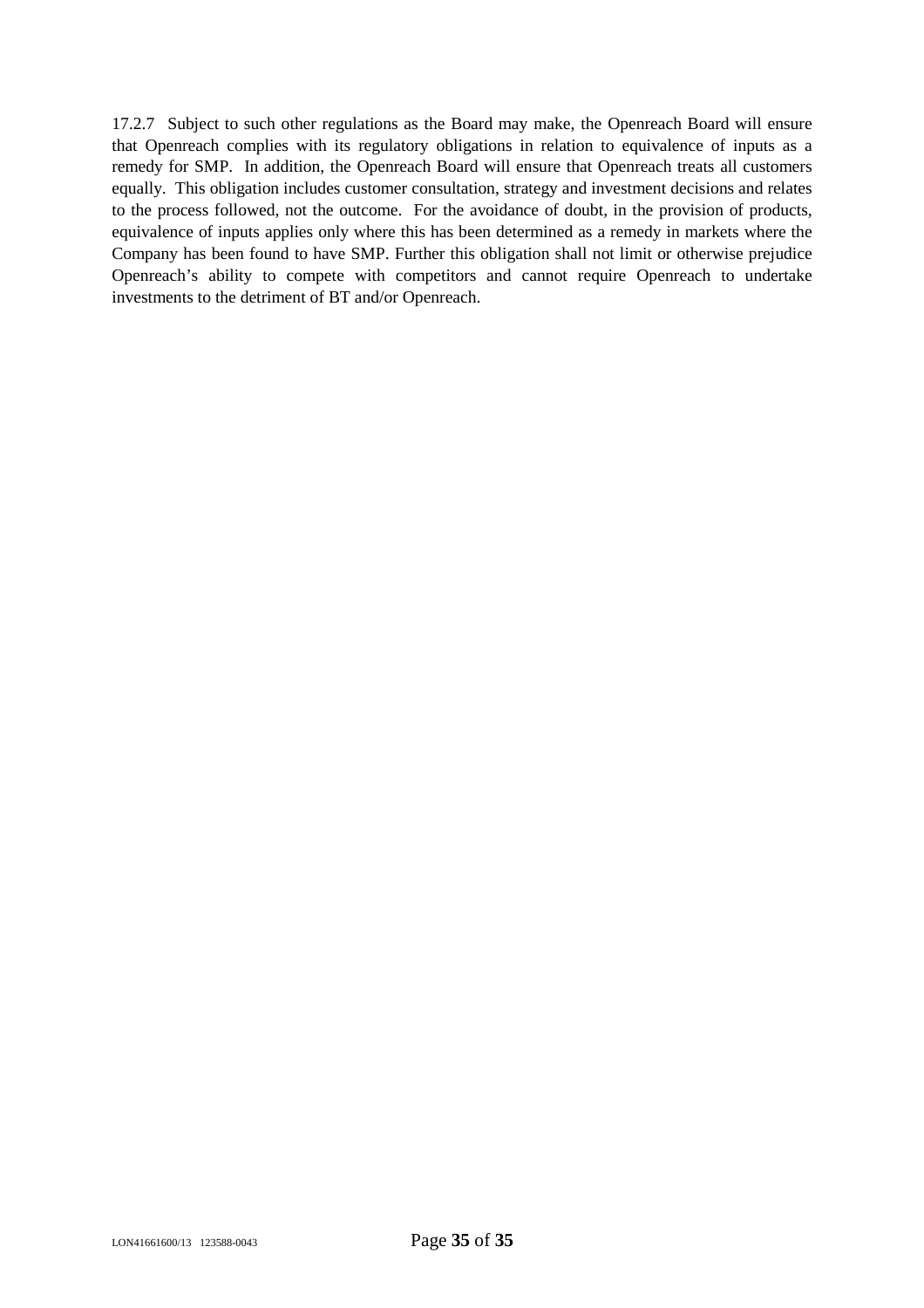17.2.7 Subject to such other regulations as the Board may make, the Openreach Board will ensure that Openreach complies with its regulatory obligations in relation to equivalence of inputs as a remedy for SMP. In addition, the Openreach Board will ensure that Openreach treats all customers equally. This obligation includes customer consultation, strategy and investment decisions and relates to the process followed, not the outcome. For the avoidance of doubt, in the provision of products, equivalence of inputs applies only where this has been determined as a remedy in markets where the Company has been found to have SMP. Further this obligation shall not limit or otherwise prejudice Openreach's ability to compete with competitors and cannot require Openreach to undertake investments to the detriment of BT and/or Openreach.